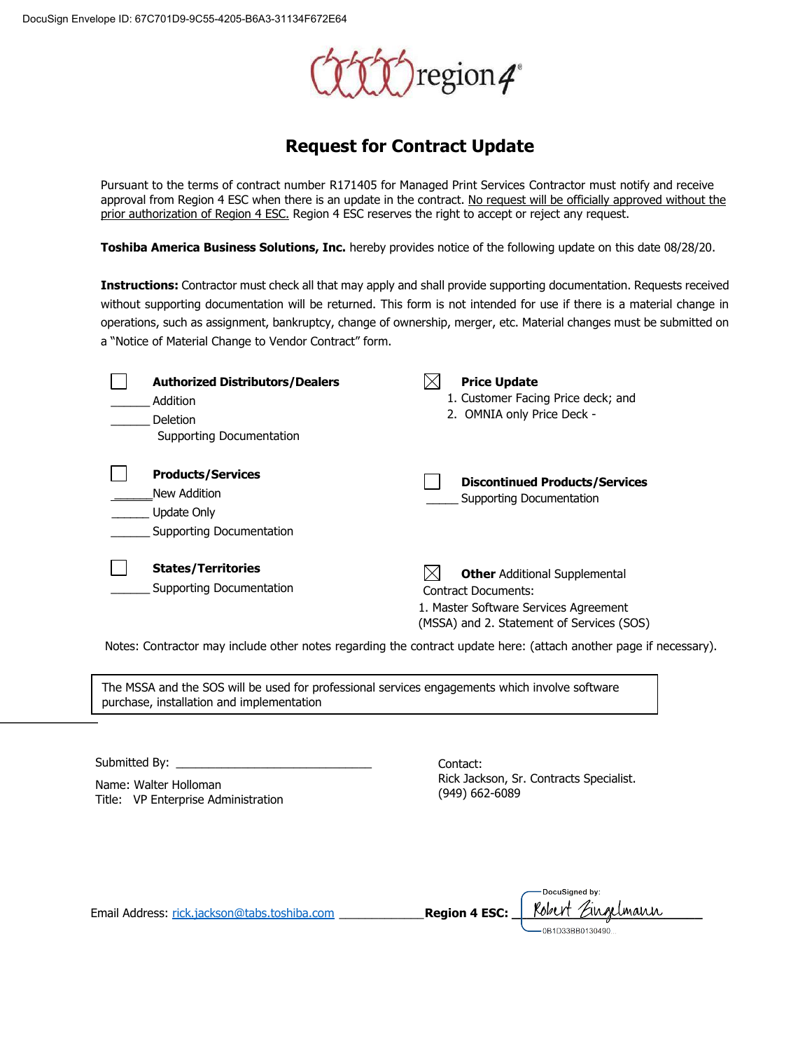DocuSign Envelope ID: 67C701D9-9C55-4205-B6A3-31134F672E64

region 4

# Request for Contract Update

Pursuant to the terms of contract number R171405 for Managed Print Services Contractor must notify and receive approval from Region 4 ESC when there is an update in the contract. No request will be officially approved without the prior authorization of Region 4 ESC. Region 4 ESC reserves the right to accept or reject any request.

**Toshiba America Business Solutions, Inc.** hereby provides notice of the following update on this date 08/28/20.

**Instructions:** Contractor must check all that may apply and shall provide supporting documentation. Requests received without supporting documentation will be returned. This form is not intended for use if there is a material change in operations, such as assignment, bankruptcy, change of ownership, merger, etc. Material changes must be submitted on a "Notice of Material Change to Vendor Contract" form.

☐ **Authorized Distributors/Dealers**
______ Addition
______ Deletion
Supporting Documentation

☒ **Price Update**
1. Customer Facing Price deck; and
2. OMNIA only Price Deck -

☐ **Products/Services**
______ New Addition
______ Update Only
______ Supporting Documentation

☐ **Discontinued Products/Services**
_____ Supporting Documentation

☐ **States/Territories**
______ Supporting Documentation

☒ **Other** Additional Supplemental Contract Documents:
1. Master Software Services Agreement (MSSA) and 2. Statement of Services (SOS)

Notes: Contractor may include other notes regarding the contract update here: (attach another page if necessary).

> The MSSA and the SOS will be used for professional services engagements which involve software purchase, installation and implementation

Submitted By: ______________________________

Name: Walter Holloman
Title: VP Enterprise Administration

Contact:
Rick Jackson, Sr. Contracts Specialist.
(949) 662-6089

Email Address: rick.jackson@tabs.toshiba.com _____________

**Region 4 ESC:** DocuSigned by: Robert Zingelmann 0B1D33BB0130490...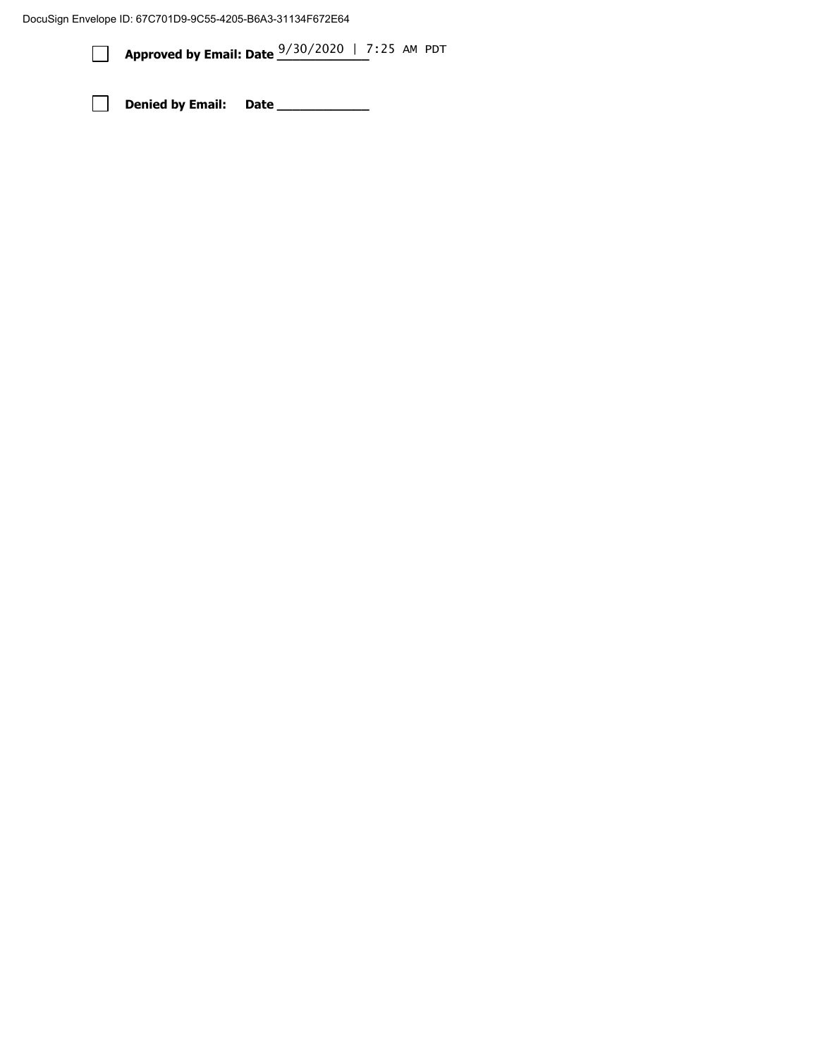☐ **Approved by Email: Date** 9/30/2020 | 7:25 AM PDT

☐ **Denied by Email: Date** ____________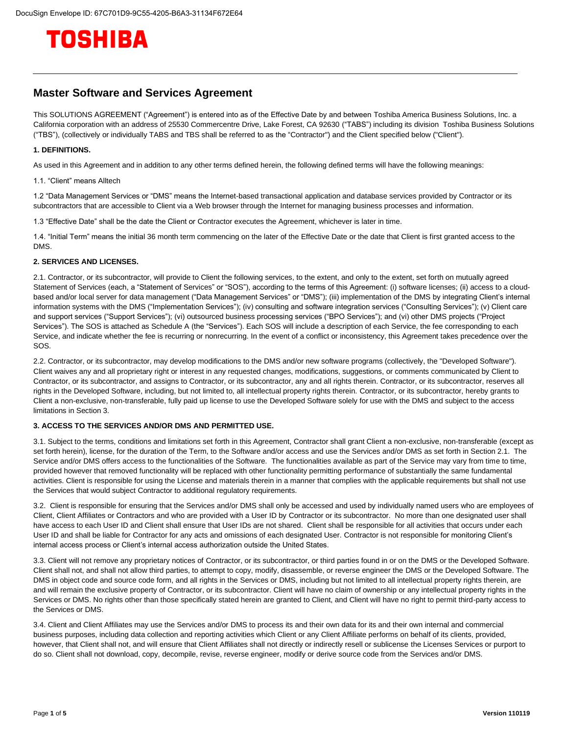DocuSign Envelope ID: 67C701D9-9C55-4205-B6A3-31134F672E64

TOSHIBA

# Master Software and Services Agreement

This SOLUTIONS AGREEMENT ("Agreement") is entered into as of the Effective Date by and between Toshiba America Business Solutions, Inc. a California corporation with an address of 25530 Commercentre Drive, Lake Forest, CA 92630 ("TABS") including its division Toshiba Business Solutions ("TBS"), (collectively or individually TABS and TBS shall be referred to as the "Contractor") and the Client specified below ("Client").

**1. DEFINITIONS.**

As used in this Agreement and in addition to any other terms defined herein, the following defined terms will have the following meanings:

1.1. "Client" means Alltech

1.2 "Data Management Services or "DMS" means the Internet-based transactional application and database services provided by Contractor or its subcontractors that are accessible to Client via a Web browser through the Internet for managing business processes and information.

1.3 "Effective Date" shall be the date the Client or Contractor executes the Agreement, whichever is later in time.

1.4. "Initial Term" means the initial 36 month term commencing on the later of the Effective Date or the date that Client is first granted access to the DMS.

**2. SERVICES AND LICENSES.**

2.1. Contractor, or its subcontractor, will provide to Client the following services, to the extent, and only to the extent, set forth on mutually agreed Statement of Services (each, a "Statement of Services" or "SOS"), according to the terms of this Agreement: (i) software licenses; (ii) access to a cloud-based and/or local server for data management ("Data Management Services" or "DMS"); (iii) implementation of the DMS by integrating Client's internal information systems with the DMS ("Implementation Services"); (iv) consulting and software integration services ("Consulting Services"); (v) Client care and support services ("Support Services"); (vi) outsourced business processing services ("BPO Services"); and (vi) other DMS projects ("Project Services"). The SOS is attached as Schedule A (the "Services"). Each SOS will include a description of each Service, the fee corresponding to each Service, and indicate whether the fee is recurring or nonrecurring. In the event of a conflict or inconsistency, this Agreement takes precedence over the SOS.

2.2. Contractor, or its subcontractor, may develop modifications to the DMS and/or new software programs (collectively, the "Developed Software"). Client waives any and all proprietary right or interest in any requested changes, modifications, suggestions, or comments communicated by Client to Contractor, or its subcontractor, and assigns to Contractor, or its subcontractor, any and all rights therein. Contractor, or its subcontractor, reserves all rights in the Developed Software, including, but not limited to, all intellectual property rights therein. Contractor, or its subcontractor, hereby grants to Client a non-exclusive, non-transferable, fully paid up license to use the Developed Software solely for use with the DMS and subject to the access limitations in Section 3.

**3. ACCESS TO THE SERVICES AND/OR DMS AND PERMITTED USE.**

3.1. Subject to the terms, conditions and limitations set forth in this Agreement, Contractor shall grant Client a non-exclusive, non-transferable (except as set forth herein), license, for the duration of the Term, to the Software and/or access and use the Services and/or DMS as set forth in Section 2.1. The Service and/or DMS offers access to the functionalities of the Software. The functionalities available as part of the Service may vary from time to time, provided however that removed functionality will be replaced with other functionality permitting performance of substantially the same fundamental activities. Client is responsible for using the License and materials therein in a manner that complies with the applicable requirements but shall not use the Services that would subject Contractor to additional regulatory requirements.

3.2. Client is responsible for ensuring that the Services and/or DMS shall only be accessed and used by individually named users who are employees of Client, Client Affiliates or Contractors and who are provided with a User ID by Contractor or its subcontractor. No more than one designated user shall have access to each User ID and Client shall ensure that User IDs are not shared. Client shall be responsible for all activities that occurs under each User ID and shall be liable for Contractor for any acts and omissions of each designated User. Contractor is not responsible for monitoring Client's internal access process or Client's internal access authorization outside the United States.

3.3. Client will not remove any proprietary notices of Contractor, or its subcontractor, or third parties found in or on the DMS or the Developed Software. Client shall not, and shall not allow third parties, to attempt to copy, modify, disassemble, or reverse engineer the DMS or the Developed Software. The DMS in object code and source code form, and all rights in the Services or DMS, including but not limited to all intellectual property rights therein, are and will remain the exclusive property of Contractor, or its subcontractor. Client will have no claim of ownership or any intellectual property rights in the Services or DMS. No rights other than those specifically stated herein are granted to Client, and Client will have no right to permit third-party access to the Services or DMS.

3.4. Client and Client Affiliates may use the Services and/or DMS to process its and their own data for its and their own internal and commercial business purposes, including data collection and reporting activities which Client or any Client Affiliate performs on behalf of its clients, provided, however, that Client shall not, and will ensure that Client Affiliates shall not directly or indirectly resell or sublicense the Licenses Services or purport to do so. Client shall not download, copy, decompile, revise, reverse engineer, modify or derive source code from the Services and/or DMS.

Version 110119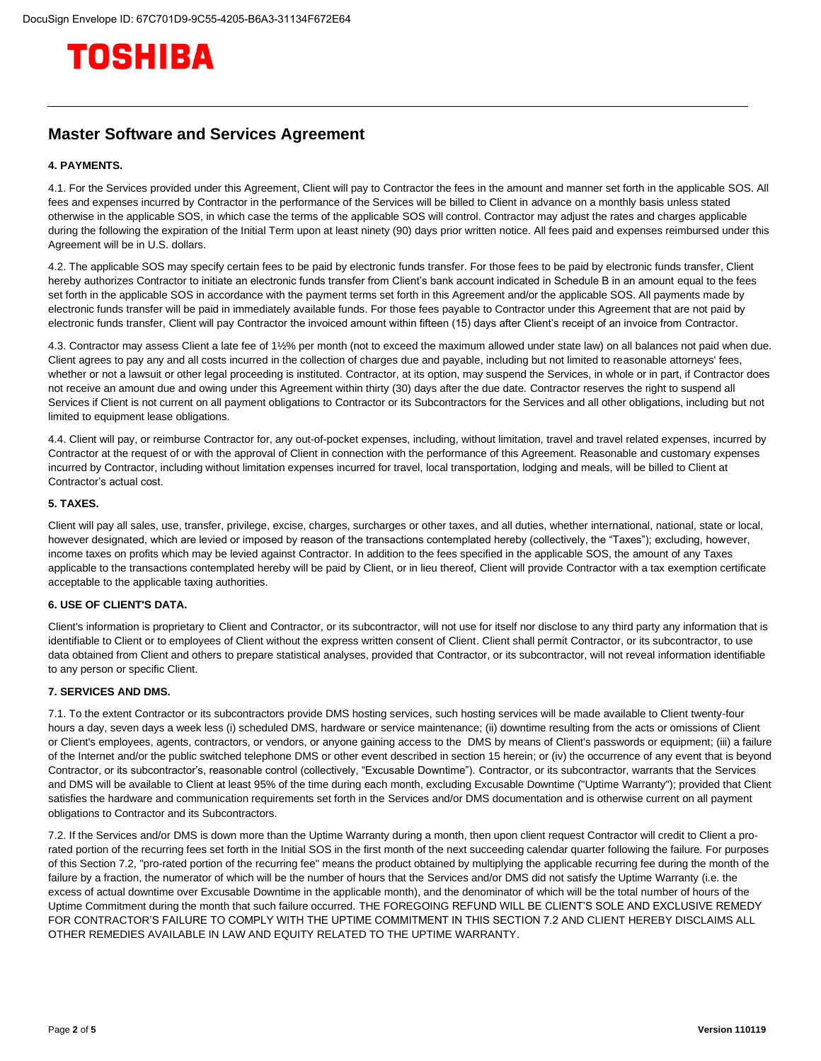TOSHIBA

# Master Software and Services Agreement

**4. PAYMENTS.**

4.1. For the Services provided under this Agreement, Client will pay to Contractor the fees in the amount and manner set forth in the applicable SOS. All fees and expenses incurred by Contractor in the performance of the Services will be billed to Client in advance on a monthly basis unless stated otherwise in the applicable SOS, in which case the terms of the applicable SOS will control. Contractor may adjust the rates and charges applicable during the following the expiration of the Initial Term upon at least ninety (90) days prior written notice. All fees paid and expenses reimbursed under this Agreement will be in U.S. dollars.

4.2. The applicable SOS may specify certain fees to be paid by electronic funds transfer. For those fees to be paid by electronic funds transfer, Client hereby authorizes Contractor to initiate an electronic funds transfer from Client's bank account indicated in Schedule B in an amount equal to the fees set forth in the applicable SOS in accordance with the payment terms set forth in this Agreement and/or the applicable SOS. All payments made by electronic funds transfer will be paid in immediately available funds. For those fees payable to Contractor under this Agreement that are not paid by electronic funds transfer, Client will pay Contractor the invoiced amount within fifteen (15) days after Client's receipt of an invoice from Contractor.

4.3. Contractor may assess Client a late fee of 1½% per month (not to exceed the maximum allowed under state law) on all balances not paid when due. Client agrees to pay any and all costs incurred in the collection of charges due and payable, including but not limited to reasonable attorneys' fees, whether or not a lawsuit or other legal proceeding is instituted. Contractor, at its option, may suspend the Services, in whole or in part, if Contractor does not receive an amount due and owing under this Agreement within thirty (30) days after the due date. Contractor reserves the right to suspend all Services if Client is not current on all payment obligations to Contractor or its Subcontractors for the Services and all other obligations, including but not limited to equipment lease obligations.

4.4. Client will pay, or reimburse Contractor for, any out-of-pocket expenses, including, without limitation, travel and travel related expenses, incurred by Contractor at the request of or with the approval of Client in connection with the performance of this Agreement. Reasonable and customary expenses incurred by Contractor, including without limitation expenses incurred for travel, local transportation, lodging and meals, will be billed to Client at Contractor's actual cost.

**5. TAXES.**

Client will pay all sales, use, transfer, privilege, excise, charges, surcharges or other taxes, and all duties, whether international, national, state or local, however designated, which are levied or imposed by reason of the transactions contemplated hereby (collectively, the "Taxes"); excluding, however, income taxes on profits which may be levied against Contractor. In addition to the fees specified in the applicable SOS, the amount of any Taxes applicable to the transactions contemplated hereby will be paid by Client, or in lieu thereof, Client will provide Contractor with a tax exemption certificate acceptable to the applicable taxing authorities.

**6. USE OF CLIENT'S DATA.**

Client's information is proprietary to Client and Contractor, or its subcontractor, will not use for itself nor disclose to any third party any information that is identifiable to Client or to employees of Client without the express written consent of Client. Client shall permit Contractor, or its subcontractor, to use data obtained from Client and others to prepare statistical analyses, provided that Contractor, or its subcontractor, will not reveal information identifiable to any person or specific Client.

**7. SERVICES AND DMS.**

7.1. To the extent Contractor or its subcontractors provide DMS hosting services, such hosting services will be made available to Client twenty-four hours a day, seven days a week less (i) scheduled DMS, hardware or service maintenance; (ii) downtime resulting from the acts or omissions of Client or Client's employees, agents, contractors, or vendors, or anyone gaining access to the DMS by means of Client's passwords or equipment; (iii) a failure of the Internet and/or the public switched telephone DMS or other event described in section 15 herein; or (iv) the occurrence of any event that is beyond Contractor, or its subcontractor's, reasonable control (collectively, "Excusable Downtime"). Contractor, or its subcontractor, warrants that the Services and DMS will be available to Client at least 95% of the time during each month, excluding Excusable Downtime ("Uptime Warranty"); provided that Client satisfies the hardware and communication requirements set forth in the Services and/or DMS documentation and is otherwise current on all payment obligations to Contractor and its Subcontractors.

7.2. If the Services and/or DMS is down more than the Uptime Warranty during a month, then upon client request Contractor will credit to Client a pro-rated portion of the recurring fees set forth in the Initial SOS in the first month of the next succeeding calendar quarter following the failure. For purposes of this Section 7.2, "pro-rated portion of the recurring fee" means the product obtained by multiplying the applicable recurring fee during the month of the failure by a fraction, the numerator of which will be the number of hours that the Services and/or DMS did not satisfy the Uptime Warranty (i.e. the excess of actual downtime over Excusable Downtime in the applicable month), and the denominator of which will be the total number of hours of the Uptime Commitment during the month that such failure occurred. THE FOREGOING REFUND WILL BE CLIENT'S SOLE AND EXCLUSIVE REMEDY FOR CONTRACTOR'S FAILURE TO COMPLY WITH THE UPTIME COMMITMENT IN THIS SECTION 7.2 AND CLIENT HEREBY DISCLAIMS ALL OTHER REMEDIES AVAILABLE IN LAW AND EQUITY RELATED TO THE UPTIME WARRANTY.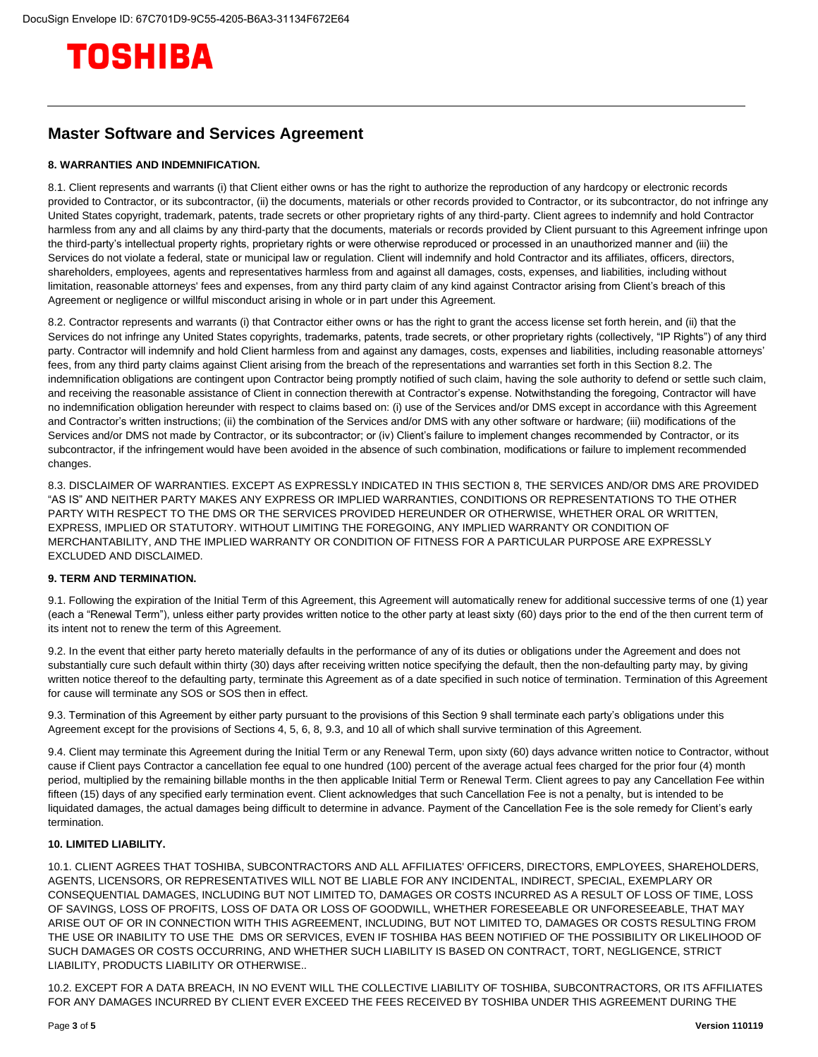# Master Software and Services Agreement

**8. WARRANTIES AND INDEMNIFICATION.**

8.1. Client represents and warrants (i) that Client either owns or has the right to authorize the reproduction of any hardcopy or electronic records provided to Contractor, or its subcontractor, (ii) the documents, materials or other records provided to Contractor, or its subcontractor, do not infringe any United States copyright, trademark, patents, trade secrets or other proprietary rights of any third-party. Client agrees to indemnify and hold Contractor harmless from any and all claims by any third-party that the documents, materials or records provided by Client pursuant to this Agreement infringe upon the third-party's intellectual property rights, proprietary rights or were otherwise reproduced or processed in an unauthorized manner and (iii) the Services do not violate a federal, state or municipal law or regulation. Client will indemnify and hold Contractor and its affiliates, officers, directors, shareholders, employees, agents and representatives harmless from and against all damages, costs, expenses, and liabilities, including without limitation, reasonable attorneys' fees and expenses, from any third party claim of any kind against Contractor arising from Client's breach of this Agreement or negligence or willful misconduct arising in whole or in part under this Agreement.

8.2. Contractor represents and warrants (i) that Contractor either owns or has the right to grant the access license set forth herein, and (ii) that the Services do not infringe any United States copyrights, trademarks, patents, trade secrets, or other proprietary rights (collectively, "IP Rights") of any third party. Contractor will indemnify and hold Client harmless from and against any damages, costs, expenses and liabilities, including reasonable attorneys' fees, from any third party claims against Client arising from the breach of the representations and warranties set forth in this Section 8.2. The indemnification obligations are contingent upon Contractor being promptly notified of such claim, having the sole authority to defend or settle such claim, and receiving the reasonable assistance of Client in connection therewith at Contractor's expense. Notwithstanding the foregoing, Contractor will have no indemnification obligation hereunder with respect to claims based on: (i) use of the Services and/or DMS except in accordance with this Agreement and Contractor's written instructions; (ii) the combination of the Services and/or DMS with any other software or hardware; (iii) modifications of the Services and/or DMS not made by Contractor, or its subcontractor; or (iv) Client's failure to implement changes recommended by Contractor, or its subcontractor, if the infringement would have been avoided in the absence of such combination, modifications or failure to implement recommended changes.

8.3. DISCLAIMER OF WARRANTIES. EXCEPT AS EXPRESSLY INDICATED IN THIS SECTION 8, THE SERVICES AND/OR DMS ARE PROVIDED "AS IS" AND NEITHER PARTY MAKES ANY EXPRESS OR IMPLIED WARRANTIES, CONDITIONS OR REPRESENTATIONS TO THE OTHER PARTY WITH RESPECT TO THE DMS OR THE SERVICES PROVIDED HEREUNDER OR OTHERWISE, WHETHER ORAL OR WRITTEN, EXPRESS, IMPLIED OR STATUTORY. WITHOUT LIMITING THE FOREGOING, ANY IMPLIED WARRANTY OR CONDITION OF MERCHANTABILITY, AND THE IMPLIED WARRANTY OR CONDITION OF FITNESS FOR A PARTICULAR PURPOSE ARE EXPRESSLY EXCLUDED AND DISCLAIMED.

**9. TERM AND TERMINATION.**

9.1. Following the expiration of the Initial Term of this Agreement, this Agreement will automatically renew for additional successive terms of one (1) year (each a "Renewal Term"), unless either party provides written notice to the other party at least sixty (60) days prior to the end of the then current term of its intent not to renew the term of this Agreement.

9.2. In the event that either party hereto materially defaults in the performance of any of its duties or obligations under the Agreement and does not substantially cure such default within thirty (30) days after receiving written notice specifying the default, then the non-defaulting party may, by giving written notice thereof to the defaulting party, terminate this Agreement as of a date specified in such notice of termination. Termination of this Agreement for cause will terminate any SOS or SOS then in effect.

9.3. Termination of this Agreement by either party pursuant to the provisions of this Section 9 shall terminate each party's obligations under this Agreement except for the provisions of Sections 4, 5, 6, 8, 9.3, and 10 all of which shall survive termination of this Agreement.

9.4. Client may terminate this Agreement during the Initial Term or any Renewal Term, upon sixty (60) days advance written notice to Contractor, without cause if Client pays Contractor a cancellation fee equal to one hundred (100) percent of the average actual fees charged for the prior four (4) month period, multiplied by the remaining billable months in the then applicable Initial Term or Renewal Term. Client agrees to pay any Cancellation Fee within fifteen (15) days of any specified early termination event. Client acknowledges that such Cancellation Fee is not a penalty, but is intended to be liquidated damages, the actual damages being difficult to determine in advance. Payment of the Cancellation Fee is the sole remedy for Client's early termination.

**10. LIMITED LIABILITY.**

10.1. CLIENT AGREES THAT TOSHIBA, SUBCONTRACTORS AND ALL AFFILIATES' OFFICERS, DIRECTORS, EMPLOYEES, SHAREHOLDERS, AGENTS, LICENSORS, OR REPRESENTATIVES WILL NOT BE LIABLE FOR ANY INCIDENTAL, INDIRECT, SPECIAL, EXEMPLARY OR CONSEQUENTIAL DAMAGES, INCLUDING BUT NOT LIMITED TO, DAMAGES OR COSTS INCURRED AS A RESULT OF LOSS OF TIME, LOSS OF SAVINGS, LOSS OF PROFITS, LOSS OF DATA OR LOSS OF GOODWILL, WHETHER FORESEEABLE OR UNFORESEEABLE, THAT MAY ARISE OUT OF OR IN CONNECTION WITH THIS AGREEMENT, INCLUDING, BUT NOT LIMITED TO, DAMAGES OR COSTS RESULTING FROM THE USE OR INABILITY TO USE THE DMS OR SERVICES, EVEN IF TOSHIBA HAS BEEN NOTIFIED OF THE POSSIBILITY OR LIKELIHOOD OF SUCH DAMAGES OR COSTS OCCURRING, AND WHETHER SUCH LIABILITY IS BASED ON CONTRACT, TORT, NEGLIGENCE, STRICT LIABILITY, PRODUCTS LIABILITY OR OTHERWISE..

10.2. EXCEPT FOR A DATA BREACH, IN NO EVENT WILL THE COLLECTIVE LIABILITY OF TOSHIBA, SUBCONTRACTORS, OR ITS AFFILIATES FOR ANY DAMAGES INCURRED BY CLIENT EVER EXCEED THE FEES RECEIVED BY TOSHIBA UNDER THIS AGREEMENT DURING THE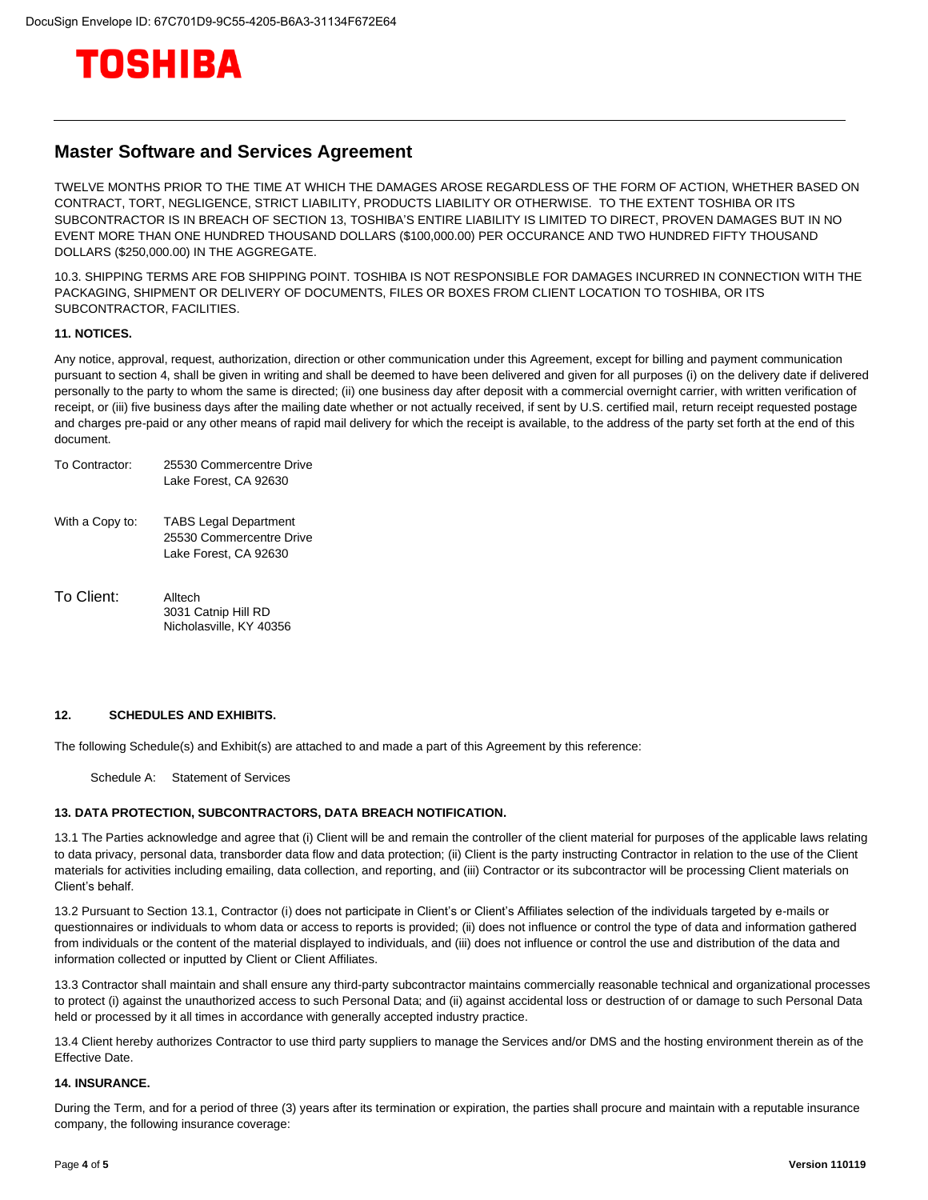# Master Software and Services Agreement

TWELVE MONTHS PRIOR TO THE TIME AT WHICH THE DAMAGES AROSE REGARDLESS OF THE FORM OF ACTION, WHETHER BASED ON CONTRACT, TORT, NEGLIGENCE, STRICT LIABILITY, PRODUCTS LIABILITY OR OTHERWISE. TO THE EXTENT TOSHIBA OR ITS SUBCONTRACTOR IS IN BREACH OF SECTION 13, TOSHIBA'S ENTIRE LIABILITY IS LIMITED TO DIRECT, PROVEN DAMAGES BUT IN NO EVENT MORE THAN ONE HUNDRED THOUSAND DOLLARS ($100,000.00) PER OCCURANCE AND TWO HUNDRED FIFTY THOUSAND DOLLARS ($250,000.00) IN THE AGGREGATE.

10.3. SHIPPING TERMS ARE FOB SHIPPING POINT. TOSHIBA IS NOT RESPONSIBLE FOR DAMAGES INCURRED IN CONNECTION WITH THE PACKAGING, SHIPMENT OR DELIVERY OF DOCUMENTS, FILES OR BOXES FROM CLIENT LOCATION TO TOSHIBA, OR ITS SUBCONTRACTOR, FACILITIES.

### 11. NOTICES.

Any notice, approval, request, authorization, direction or other communication under this Agreement, except for billing and payment communication pursuant to section 4, shall be given in writing and shall be deemed to have been delivered and given for all purposes (i) on the delivery date if delivered personally to the party to whom the same is directed; (ii) one business day after deposit with a commercial overnight carrier, with written verification of receipt, or (iii) five business days after the mailing date whether or not actually received, if sent by U.S. certified mail, return receipt requested postage and charges pre-paid or any other means of rapid mail delivery for which the receipt is available, to the address of the party set forth at the end of this document.

To Contractor: 25530 Commercentre Drive
Lake Forest, CA 92630

With a Copy to: TABS Legal Department
25530 Commercentre Drive
Lake Forest, CA 92630

To Client: Alltech
3031 Catnip Hill RD
Nicholasville, KY 40356

### 12. SCHEDULES AND EXHIBITS.

The following Schedule(s) and Exhibit(s) are attached to and made a part of this Agreement by this reference:

Schedule A: Statement of Services

### 13. DATA PROTECTION, SUBCONTRACTORS, DATA BREACH NOTIFICATION.

13.1 The Parties acknowledge and agree that (i) Client will be and remain the controller of the client material for purposes of the applicable laws relating to data privacy, personal data, transborder data flow and data protection; (ii) Client is the party instructing Contractor in relation to the use of the Client materials for activities including emailing, data collection, and reporting, and (iii) Contractor or its subcontractor will be processing Client materials on Client's behalf.

13.2 Pursuant to Section 13.1, Contractor (i) does not participate in Client's or Client's Affiliates selection of the individuals targeted by e-mails or questionnaires or individuals to whom data or access to reports is provided; (ii) does not influence or control the type of data and information gathered from individuals or the content of the material displayed to individuals, and (iii) does not influence or control the use and distribution of the data and information collected or inputted by Client or Client Affiliates.

13.3 Contractor shall maintain and shall ensure any third-party subcontractor maintains commercially reasonable technical and organizational processes to protect (i) against the unauthorized access to such Personal Data; and (ii) against accidental loss or destruction of or damage to such Personal Data held or processed by it all times in accordance with generally accepted industry practice.

13.4 Client hereby authorizes Contractor to use third party suppliers to manage the Services and/or DMS and the hosting environment therein as of the Effective Date.

### 14. INSURANCE.

During the Term, and for a period of three (3) years after its termination or expiration, the parties shall procure and maintain with a reputable insurance company, the following insurance coverage: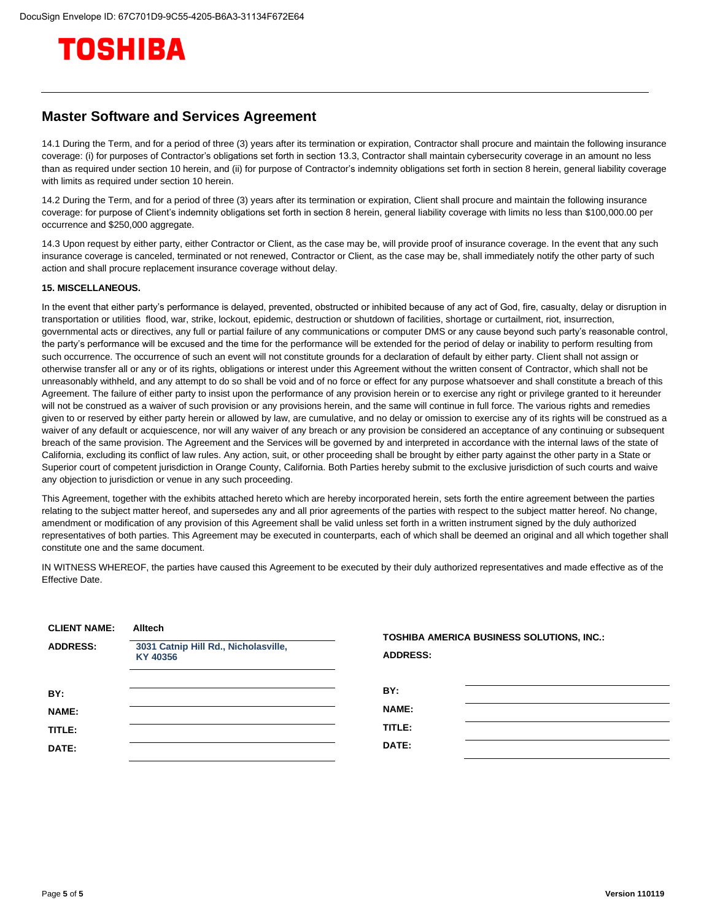TOSHIBA

## Master Software and Services Agreement

14.1 During the Term, and for a period of three (3) years after its termination or expiration, Contractor shall procure and maintain the following insurance coverage: (i) for purposes of Contractor's obligations set forth in section 13.3, Contractor shall maintain cybersecurity coverage in an amount no less than as required under section 10 herein, and (ii) for purpose of Contractor's indemnity obligations set forth in section 8 herein, general liability coverage with limits as required under section 10 herein.

14.2 During the Term, and for a period of three (3) years after its termination or expiration, Client shall procure and maintain the following insurance coverage: for purpose of Client's indemnity obligations set forth in section 8 herein, general liability coverage with limits no less than $100,000.00 per occurrence and $250,000 aggregate.

14.3 Upon request by either party, either Contractor or Client, as the case may be, will provide proof of insurance coverage. In the event that any such insurance coverage is canceled, terminated or not renewed, Contractor or Client, as the case may be, shall immediately notify the other party of such action and shall procure replacement insurance coverage without delay.

**15. MISCELLANEOUS.**

In the event that either party's performance is delayed, prevented, obstructed or inhibited because of any act of God, fire, casualty, delay or disruption in transportation or utilities flood, war, strike, lockout, epidemic, destruction or shutdown of facilities, shortage or curtailment, riot, insurrection, governmental acts or directives, any full or partial failure of any communications or computer DMS or any cause beyond such party's reasonable control, the party's performance will be excused and the time for the performance will be extended for the period of delay or inability to perform resulting from such occurrence. The occurrence of such an event will not constitute grounds for a declaration of default by either party. Client shall not assign or otherwise transfer all or any or of its rights, obligations or interest under this Agreement without the written consent of Contractor, which shall not be unreasonably withheld, and any attempt to do so shall be void and of no force or effect for any purpose whatsoever and shall constitute a breach of this Agreement. The failure of either party to insist upon the performance of any provision herein or to exercise any right or privilege granted to it hereunder will not be construed as a waiver of such provision or any provisions herein, and the same will continue in full force. The various rights and remedies given to or reserved by either party herein or allowed by law, are cumulative, and no delay or omission to exercise any of its rights will be construed as a waiver of any default or acquiescence, nor will any waiver of any breach or any provision be considered an acceptance of any continuing or subsequent breach of the same provision. The Agreement and the Services will be governed by and interpreted in accordance with the internal laws of the state of California, excluding its conflict of law rules. Any action, suit, or other proceeding shall be brought by either party against the other party in a State or Superior court of competent jurisdiction in Orange County, California. Both Parties hereby submit to the exclusive jurisdiction of such courts and waive any objection to jurisdiction or venue in any such proceeding.

This Agreement, together with the exhibits attached hereto which are hereby incorporated herein, sets forth the entire agreement between the parties relating to the subject matter hereof, and supersedes any and all prior agreements of the parties with respect to the subject matter hereof. No change, amendment or modification of any provision of this Agreement shall be valid unless set forth in a written instrument signed by the duly authorized representatives of both parties. This Agreement may be executed in counterparts, each of which shall be deemed an original and all which together shall constitute one and the same document.

IN WITNESS WHEREOF, the parties have caused this Agreement to be executed by their duly authorized representatives and made effective as of the Effective Date.

**CLIENT NAME:** Alltech

**ADDRESS:** 3031 Catnip Hill Rd., Nicholasville, KY 40356

**BY:** ______________________

**NAME:** ______________________

**TITLE:** ______________________

**DATE:** ______________________

**TOSHIBA AMERICA BUSINESS SOLUTIONS, INC.:**

**ADDRESS:**

**BY:** ______________________

**NAME:** ______________________

**TITLE:** ______________________

**DATE:** ______________________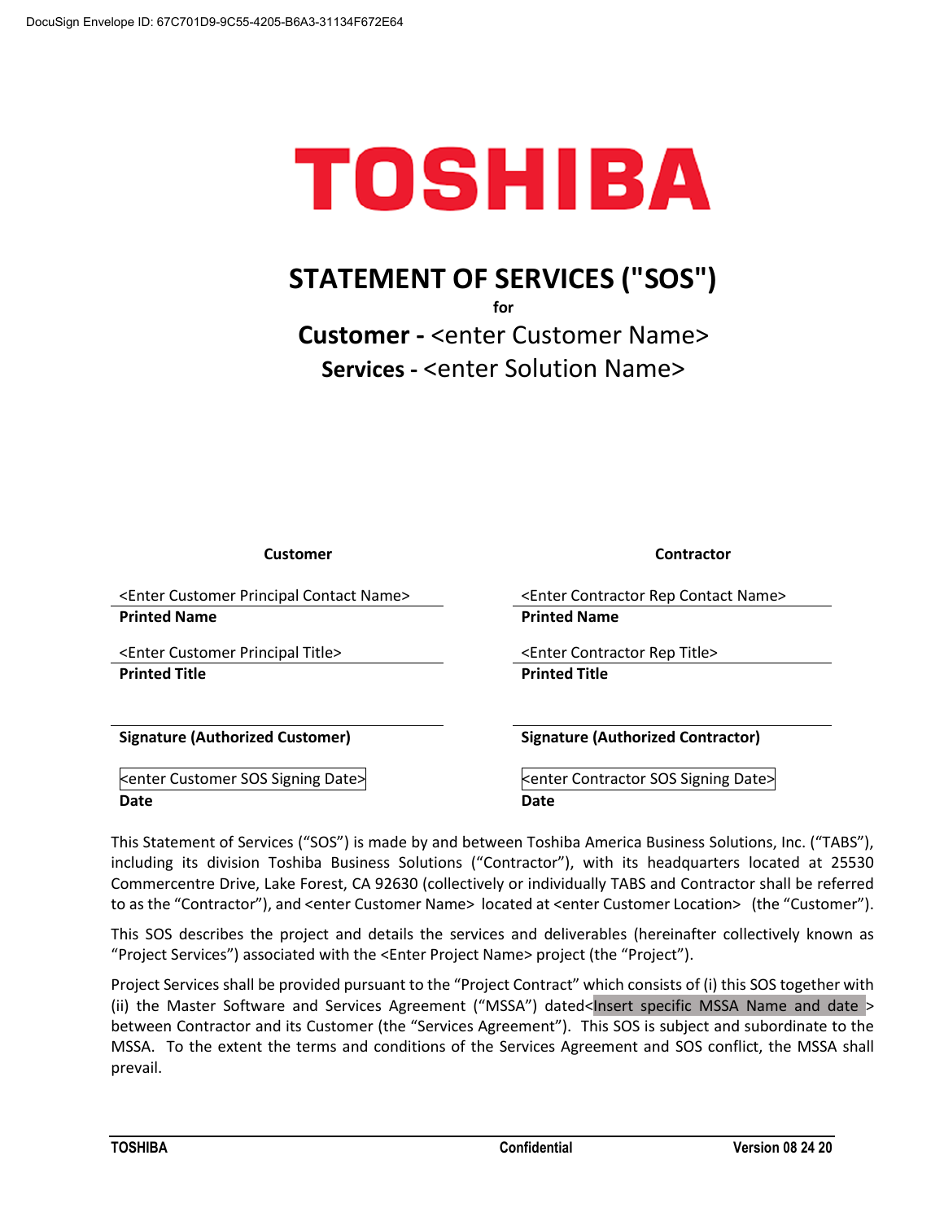# TOSHIBA

## STATEMENT OF SERVICES ("SOS")

for

**Customer -** <enter Customer Name>

**Services -** <enter Solution Name>

| Customer | Contractor |
|---|---|
| <Enter Customer Principal Contact Name> | <Enter Contractor Rep Contact Name> |
| **Printed Name** | **Printed Name** |
| <Enter Customer Principal Title> | <Enter Contractor Rep Title> |
| **Printed Title** | **Printed Title** |
| | |
| **Signature (Authorized Customer)** | **Signature (Authorized Contractor)** |
| <enter Customer SOS Signing Date> | <enter Contractor SOS Signing Date> |
| **Date** | **Date** |

This Statement of Services ("SOS") is made by and between Toshiba America Business Solutions, Inc. ("TABS"), including its division Toshiba Business Solutions ("Contractor"), with its headquarters located at 25530 Commercentre Drive, Lake Forest, CA 92630 (collectively or individually TABS and Contractor shall be referred to as the "Contractor"), and <enter Customer Name> located at <enter Customer Location> (the "Customer").

This SOS describes the project and details the services and deliverables (hereinafter collectively known as "Project Services") associated with the <Enter Project Name> project (the "Project").

Project Services shall be provided pursuant to the "Project Contract" which consists of (i) this SOS together with (ii) the Master Software and Services Agreement ("MSSA") dated<Insert specific MSSA Name and date > between Contractor and its Customer (the "Services Agreement"). This SOS is subject and subordinate to the MSSA. To the extent the terms and conditions of the Services Agreement and SOS conflict, the MSSA shall prevail.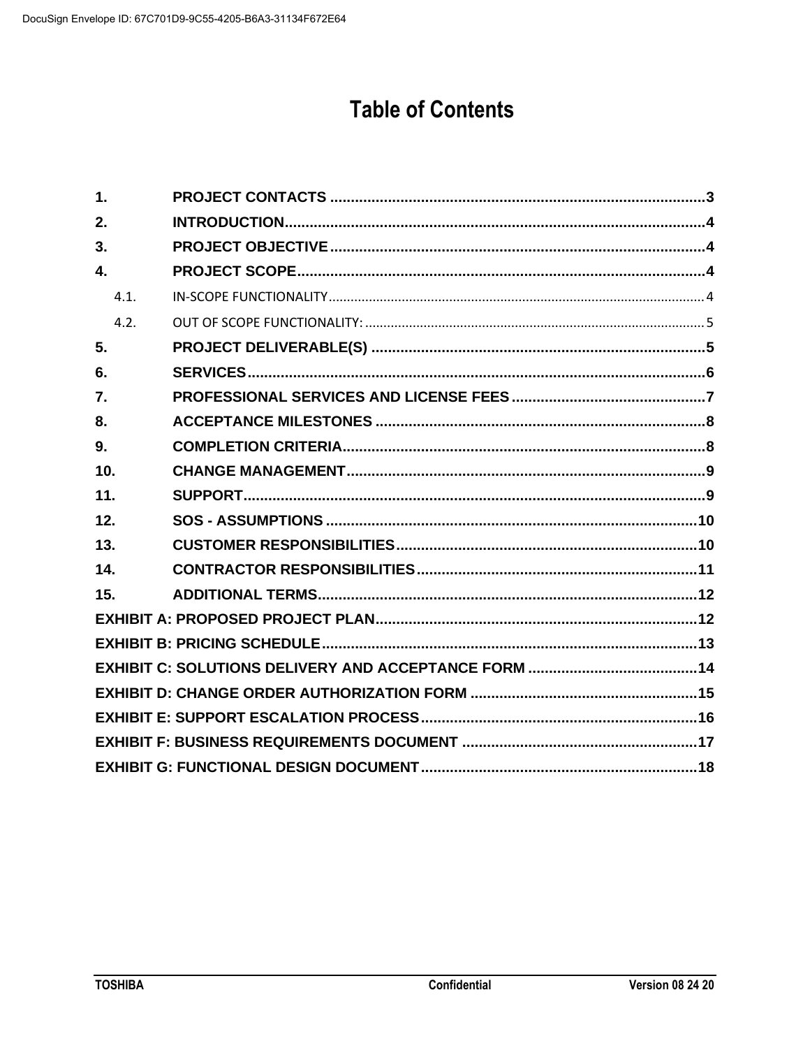# Table of Contents

| | | |
|---|---|---|
| 1. | PROJECT CONTACTS | 3 |
| 2. | INTRODUCTION | 4 |
| 3. | PROJECT OBJECTIVE | 4 |
| 4. | PROJECT SCOPE | 4 |
| 4.1. | IN-SCOPE FUNCTIONALITY | 4 |
| 4.2. | OUT OF SCOPE FUNCTIONALITY: | 5 |
| 5. | PROJECT DELIVERABLE(S) | 5 |
| 6. | SERVICES | 6 |
| 7. | PROFESSIONAL SERVICES AND LICENSE FEES | 7 |
| 8. | ACCEPTANCE MILESTONES | 8 |
| 9. | COMPLETION CRITERIA | 8 |
| 10. | CHANGE MANAGEMENT | 9 |
| 11. | SUPPORT | 9 |
| 12. | SOS - ASSUMPTIONS | 10 |
| 13. | CUSTOMER RESPONSIBILITIES | 10 |
| 14. | CONTRACTOR RESPONSIBILITIES | 11 |
| 15. | ADDITIONAL TERMS | 12 |
| EXHIBIT A: PROPOSED PROJECT PLAN | | 12 |
| EXHIBIT B: PRICING SCHEDULE | | 13 |
| EXHIBIT C: SOLUTIONS DELIVERY AND ACCEPTANCE FORM | | 14 |
| EXHIBIT D: CHANGE ORDER AUTHORIZATION FORM | | 15 |
| EXHIBIT E: SUPPORT ESCALATION PROCESS | | 16 |
| EXHIBIT F: BUSINESS REQUIREMENTS DOCUMENT | | 17 |
| EXHIBIT G: FUNCTIONAL DESIGN DOCUMENT | | 18 |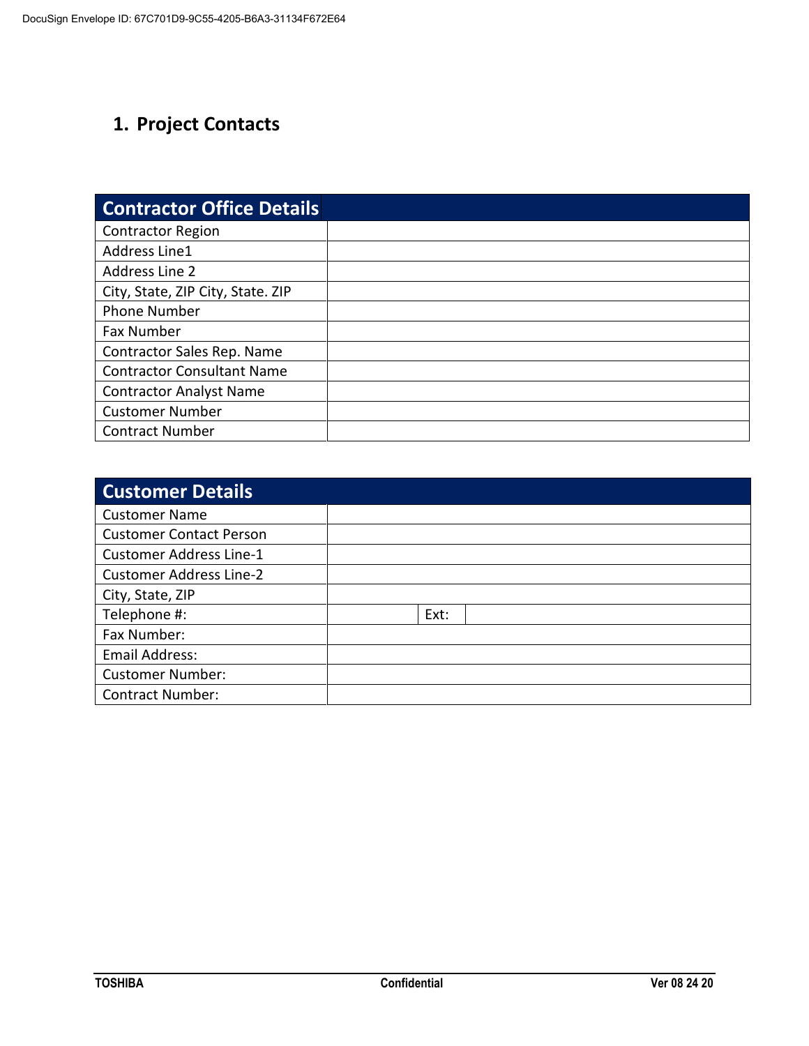## 1. Project Contacts

| Contractor Office Details | |
|---|---|
| Contractor Region | |
| Address Line1 | |
| Address Line 2 | |
| City, State, ZIP City, State. ZIP | |
| Phone Number | |
| Fax Number | |
| Contractor Sales Rep. Name | |
| Contractor Consultant Name | |
| Contractor Analyst Name | |
| Customer Number | |
| Contract Number | |

| Customer Details | | | |
|---|---|---|---|
| Customer Name | | | |
| Customer Contact Person | | | |
| Customer Address Line-1 | | | |
| Customer Address Line-2 | | | |
| City, State, ZIP | | | |
| Telephone #: | | Ext: | |
| Fax Number: | | | |
| Email Address: | | | |
| Customer Number: | | | |
| Contract Number: | | | |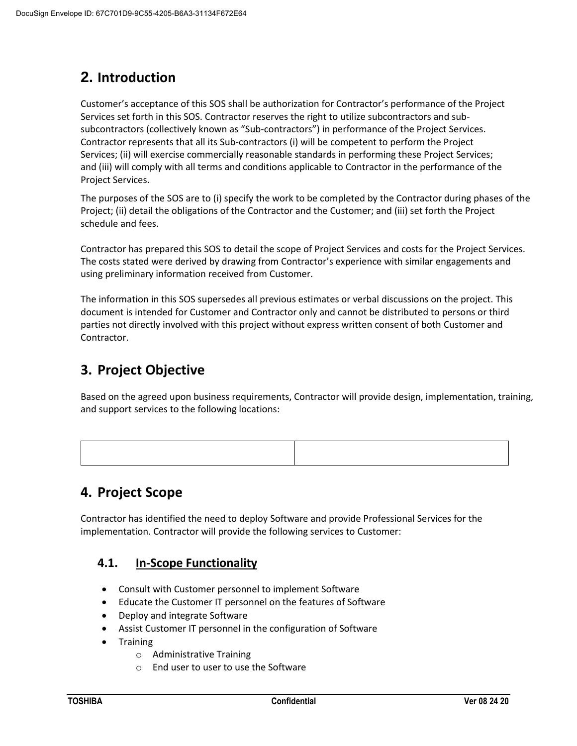## 2. Introduction

Customer's acceptance of this SOS shall be authorization for Contractor's performance of the Project Services set forth in this SOS. Contractor reserves the right to utilize subcontractors and sub-subcontractors (collectively known as "Sub-contractors") in performance of the Project Services. Contractor represents that all its Sub-contractors (i) will be competent to perform the Project Services; (ii) will exercise commercially reasonable standards in performing these Project Services; and (iii) will comply with all terms and conditions applicable to Contractor in the performance of the Project Services.

The purposes of the SOS are to (i) specify the work to be completed by the Contractor during phases of the Project; (ii) detail the obligations of the Contractor and the Customer; and (iii) set forth the Project schedule and fees.

Contractor has prepared this SOS to detail the scope of Project Services and costs for the Project Services. The costs stated were derived by drawing from Contractor's experience with similar engagements and using preliminary information received from Customer.

The information in this SOS supersedes all previous estimates or verbal discussions on the project. This document is intended for Customer and Contractor only and cannot be distributed to persons or third parties not directly involved with this project without express written consent of both Customer and Contractor.

## 3. Project Objective

Based on the agreed upon business requirements, Contractor will provide design, implementation, training, and support services to the following locations:

| | |
|---|---|
| | |

## 4. Project Scope

Contractor has identified the need to deploy Software and provide Professional Services for the implementation. Contractor will provide the following services to Customer:

### 4.1. In-Scope Functionality

- Consult with Customer personnel to implement Software
- Educate the Customer IT personnel on the features of Software
- Deploy and integrate Software
- Assist Customer IT personnel in the configuration of Software
- Training
  - Administrative Training
  - End user to user to use the Software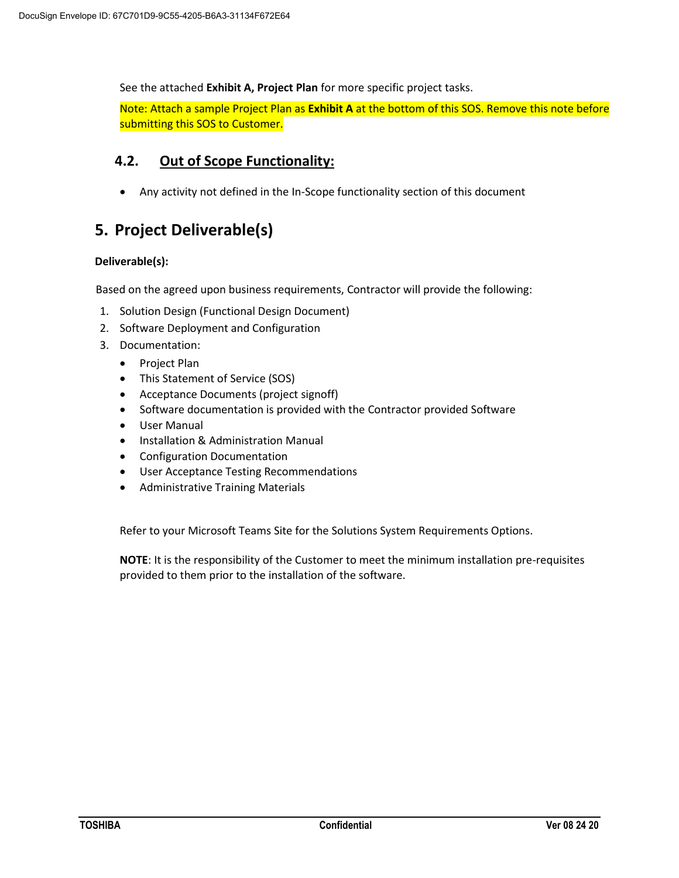See the attached **Exhibit A, Project Plan** for more specific project tasks.

Note: Attach a sample Project Plan as **Exhibit A** at the bottom of this SOS. Remove this note before submitting this SOS to Customer.

### 4.2. Out of Scope Functionality:

- Any activity not defined in the In-Scope functionality section of this document

## 5. Project Deliverable(s)

**Deliverable(s):**

Based on the agreed upon business requirements, Contractor will provide the following:

1. Solution Design (Functional Design Document)
2. Software Deployment and Configuration
3. Documentation:
   - Project Plan
   - This Statement of Service (SOS)
   - Acceptance Documents (project signoff)
   - Software documentation is provided with the Contractor provided Software
   - User Manual
   - Installation & Administration Manual
   - Configuration Documentation
   - User Acceptance Testing Recommendations
   - Administrative Training Materials

Refer to your Microsoft Teams Site for the Solutions System Requirements Options.

**NOTE**: It is the responsibility of the Customer to meet the minimum installation pre-requisites provided to them prior to the installation of the software.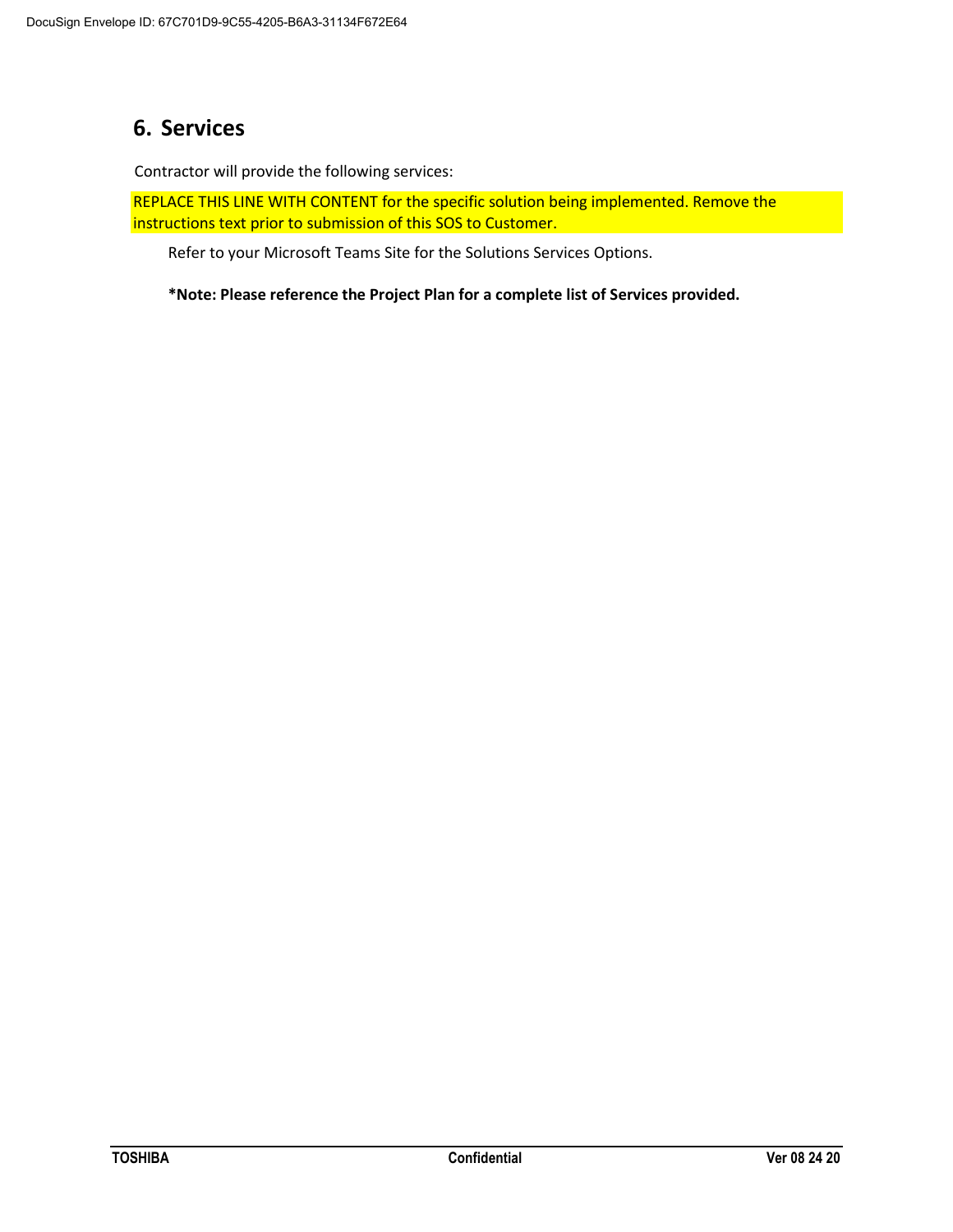## 6. Services

Contractor will provide the following services:

REPLACE THIS LINE WITH CONTENT for the specific solution being implemented. Remove the instructions text prior to submission of this SOS to Customer.

Refer to your Microsoft Teams Site for the Solutions Services Options.

**\*Note: Please reference the Project Plan for a complete list of Services provided.**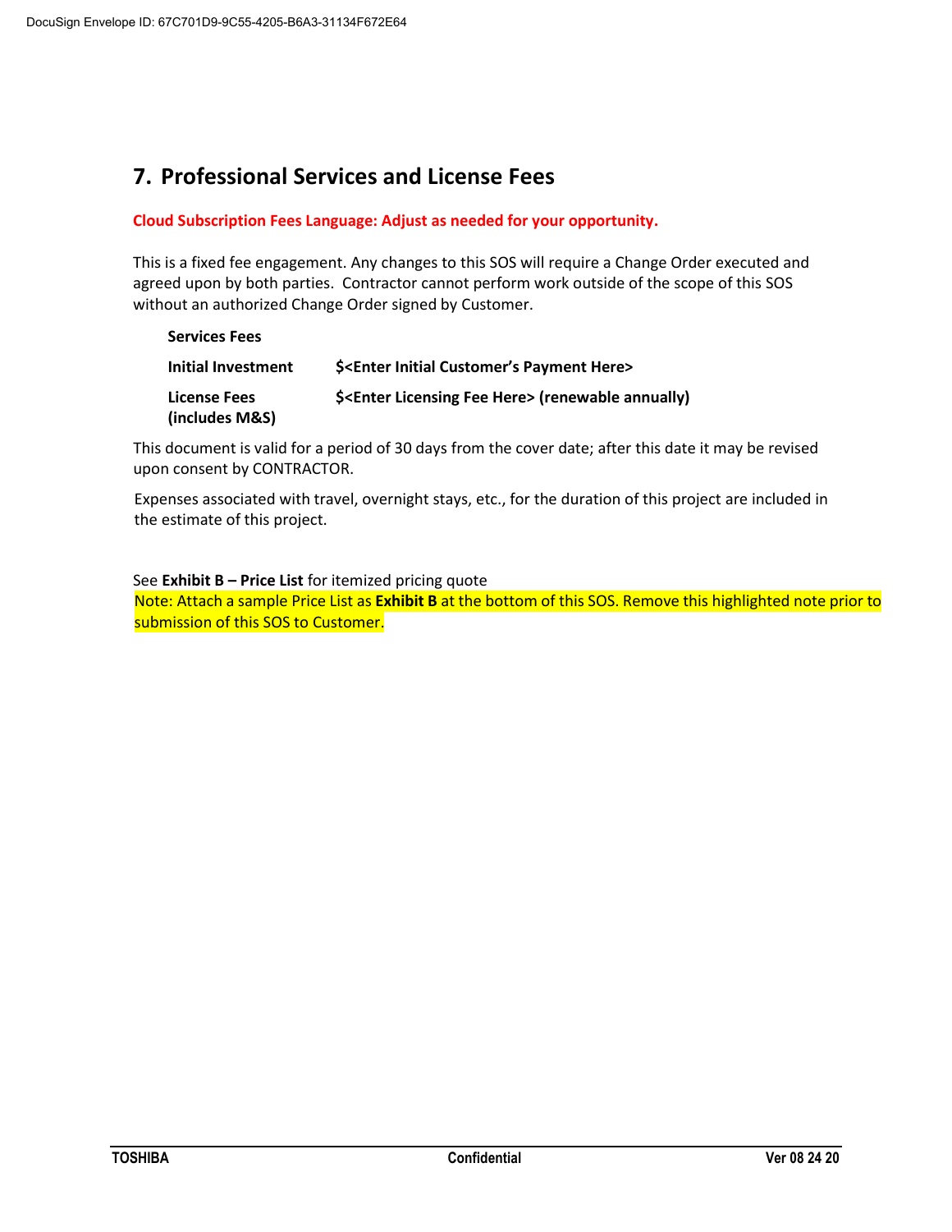## 7. Professional Services and License Fees

**Cloud Subscription Fees Language: Adjust as needed for your opportunity.**

This is a fixed fee engagement. Any changes to this SOS will require a Change Order executed and agreed upon by both parties. Contractor cannot perform work outside of the scope of this SOS without an authorized Change Order signed by Customer.

| **Services Fees** | |
|---|---|
| **Initial Investment** | **$<Enter Initial Customer's Payment Here>** |
| **License Fees (includes M&S)** | **$<Enter Licensing Fee Here> (renewable annually)** |

This document is valid for a period of 30 days from the cover date; after this date it may be revised upon consent by CONTRACTOR.

Expenses associated with travel, overnight stays, etc., for the duration of this project are included in the estimate of this project.

See **Exhibit B – Price List** for itemized pricing quote

Note: Attach a sample Price List as **Exhibit B** at the bottom of this SOS. Remove this highlighted note prior to submission of this SOS to Customer.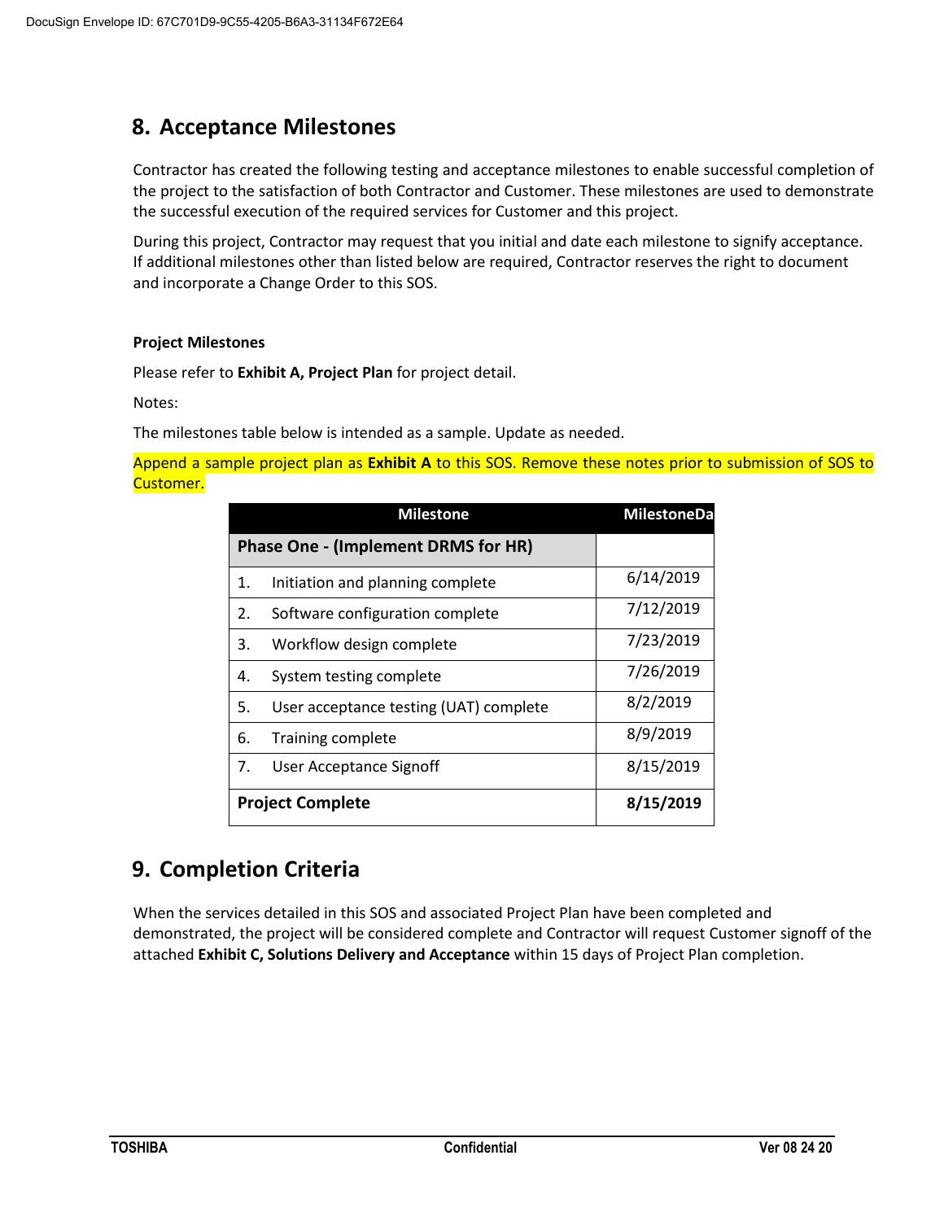## 8. Acceptance Milestones

Contractor has created the following testing and acceptance milestones to enable successful completion of the project to the satisfaction of both Contractor and Customer. These milestones are used to demonstrate the successful execution of the required services for Customer and this project.

During this project, Contractor may request that you initial and date each milestone to signify acceptance. If additional milestones other than listed below are required, Contractor reserves the right to document and incorporate a Change Order to this SOS.

**Project Milestones**

Please refer to **Exhibit A, Project Plan** for project detail.

Notes:

The milestones table below is intended as a sample. Update as needed.

Append a sample project plan as **Exhibit A** to this SOS. Remove these notes prior to submission of SOS to Customer.

| Milestone | MilestoneDa |
|---|---|
| **Phase One - (Implement DRMS for HR)** | |
| 1. Initiation and planning complete | 6/14/2019 |
| 2. Software configuration complete | 7/12/2019 |
| 3. Workflow design complete | 7/23/2019 |
| 4. System testing complete | 7/26/2019 |
| 5. User acceptance testing (UAT) complete | 8/2/2019 |
| 6. Training complete | 8/9/2019 |
| 7. User Acceptance Signoff | 8/15/2019 |
| **Project Complete** | **8/15/2019** |

## 9. Completion Criteria

When the services detailed in this SOS and associated Project Plan have been completed and demonstrated, the project will be considered complete and Contractor will request Customer signoff of the attached **Exhibit C, Solutions Delivery and Acceptance** within 15 days of Project Plan completion.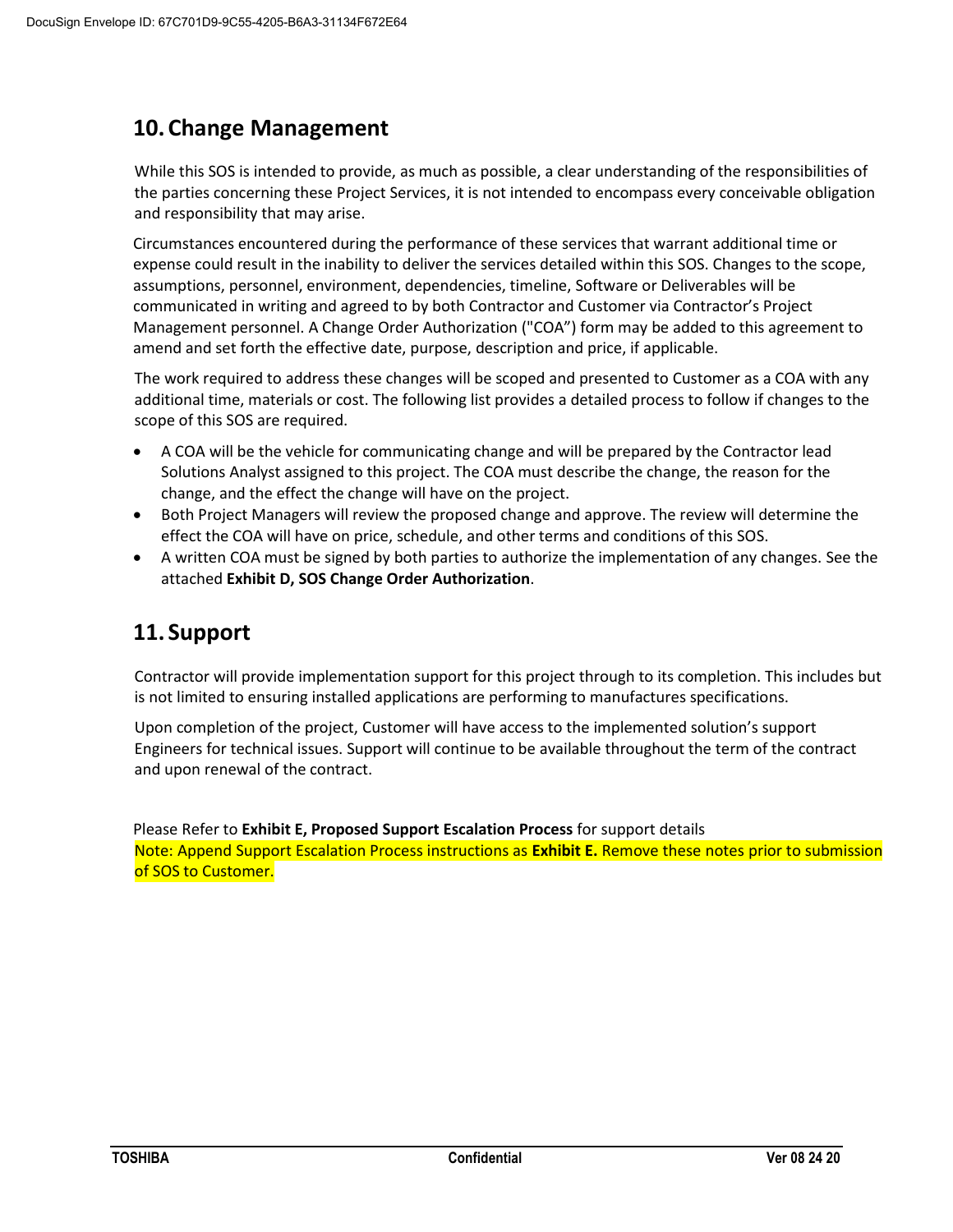## 10. Change Management

While this SOS is intended to provide, as much as possible, a clear understanding of the responsibilities of the parties concerning these Project Services, it is not intended to encompass every conceivable obligation and responsibility that may arise.

Circumstances encountered during the performance of these services that warrant additional time or expense could result in the inability to deliver the services detailed within this SOS. Changes to the scope, assumptions, personnel, environment, dependencies, timeline, Software or Deliverables will be communicated in writing and agreed to by both Contractor and Customer via Contractor's Project Management personnel. A Change Order Authorization ("COA") form may be added to this agreement to amend and set forth the effective date, purpose, description and price, if applicable.

The work required to address these changes will be scoped and presented to Customer as a COA with any additional time, materials or cost. The following list provides a detailed process to follow if changes to the scope of this SOS are required.

- A COA will be the vehicle for communicating change and will be prepared by the Contractor lead Solutions Analyst assigned to this project. The COA must describe the change, the reason for the change, and the effect the change will have on the project.
- Both Project Managers will review the proposed change and approve. The review will determine the effect the COA will have on price, schedule, and other terms and conditions of this SOS.
- A written COA must be signed by both parties to authorize the implementation of any changes. See the attached **Exhibit D, SOS Change Order Authorization**.

## 11. Support

Contractor will provide implementation support for this project through to its completion. This includes but is not limited to ensuring installed applications are performing to manufactures specifications.

Upon completion of the project, Customer will have access to the implemented solution's support Engineers for technical issues. Support will continue to be available throughout the term of the contract and upon renewal of the contract.

Please Refer to **Exhibit E, Proposed Support Escalation Process** for support details

Note: Append Support Escalation Process instructions as **Exhibit E.** Remove these notes prior to submission of SOS to Customer.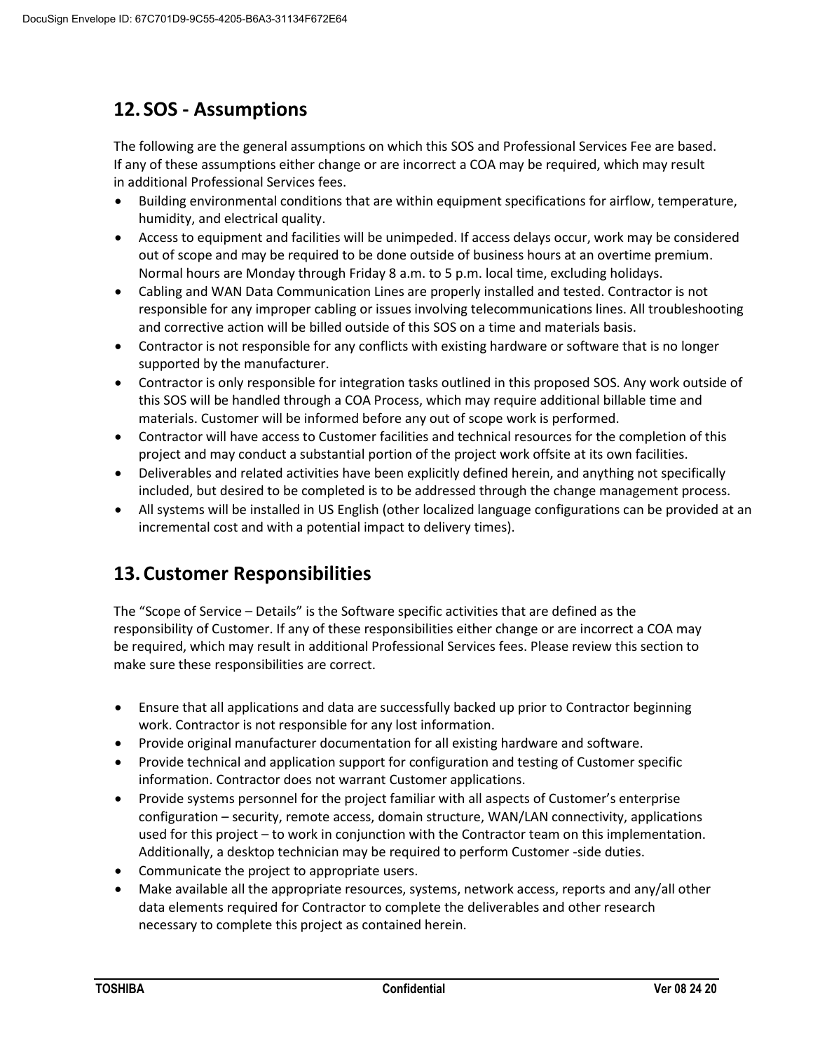## 12. SOS - Assumptions

The following are the general assumptions on which this SOS and Professional Services Fee are based. If any of these assumptions either change or are incorrect a COA may be required, which may result in additional Professional Services fees.

- Building environmental conditions that are within equipment specifications for airflow, temperature, humidity, and electrical quality.
- Access to equipment and facilities will be unimpeded. If access delays occur, work may be considered out of scope and may be required to be done outside of business hours at an overtime premium. Normal hours are Monday through Friday 8 a.m. to 5 p.m. local time, excluding holidays.
- Cabling and WAN Data Communication Lines are properly installed and tested. Contractor is not responsible for any improper cabling or issues involving telecommunications lines. All troubleshooting and corrective action will be billed outside of this SOS on a time and materials basis.
- Contractor is not responsible for any conflicts with existing hardware or software that is no longer supported by the manufacturer.
- Contractor is only responsible for integration tasks outlined in this proposed SOS. Any work outside of this SOS will be handled through a COA Process, which may require additional billable time and materials. Customer will be informed before any out of scope work is performed.
- Contractor will have access to Customer facilities and technical resources for the completion of this project and may conduct a substantial portion of the project work offsite at its own facilities.
- Deliverables and related activities have been explicitly defined herein, and anything not specifically included, but desired to be completed is to be addressed through the change management process.
- All systems will be installed in US English (other localized language configurations can be provided at an incremental cost and with a potential impact to delivery times).

## 13. Customer Responsibilities

The "Scope of Service – Details" is the Software specific activities that are defined as the responsibility of Customer. If any of these responsibilities either change or are incorrect a COA may be required, which may result in additional Professional Services fees. Please review this section to make sure these responsibilities are correct.

- Ensure that all applications and data are successfully backed up prior to Contractor beginning work. Contractor is not responsible for any lost information.
- Provide original manufacturer documentation for all existing hardware and software.
- Provide technical and application support for configuration and testing of Customer specific information. Contractor does not warrant Customer applications.
- Provide systems personnel for the project familiar with all aspects of Customer's enterprise configuration – security, remote access, domain structure, WAN/LAN connectivity, applications used for this project – to work in conjunction with the Contractor team on this implementation. Additionally, a desktop technician may be required to perform Customer -side duties.
- Communicate the project to appropriate users.
- Make available all the appropriate resources, systems, network access, reports and any/all other data elements required for Contractor to complete the deliverables and other research necessary to complete this project as contained herein.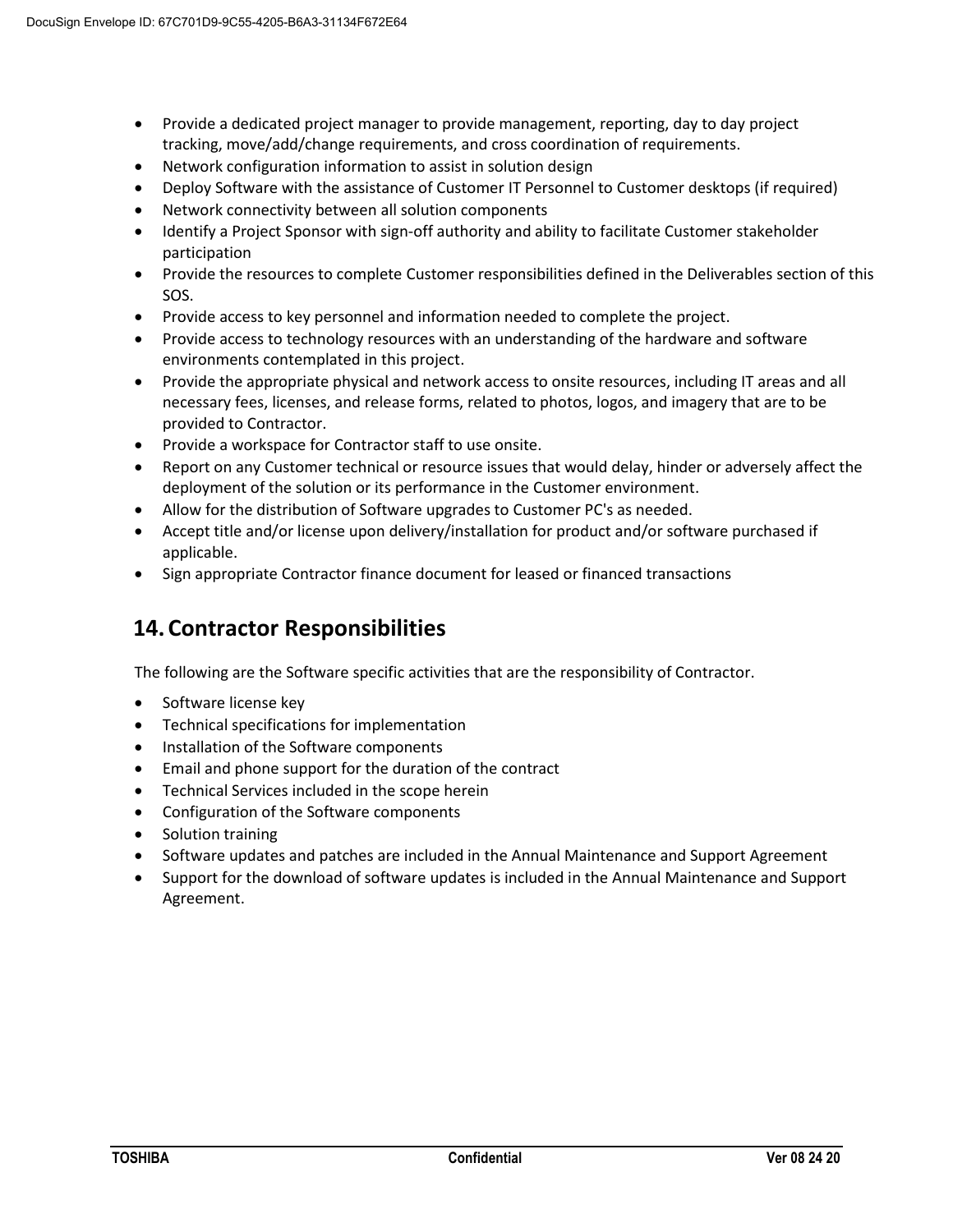- Provide a dedicated project manager to provide management, reporting, day to day project tracking, move/add/change requirements, and cross coordination of requirements.
- Network configuration information to assist in solution design
- Deploy Software with the assistance of Customer IT Personnel to Customer desktops (if required)
- Network connectivity between all solution components
- Identify a Project Sponsor with sign-off authority and ability to facilitate Customer stakeholder participation
- Provide the resources to complete Customer responsibilities defined in the Deliverables section of this SOS.
- Provide access to key personnel and information needed to complete the project.
- Provide access to technology resources with an understanding of the hardware and software environments contemplated in this project.
- Provide the appropriate physical and network access to onsite resources, including IT areas and all necessary fees, licenses, and release forms, related to photos, logos, and imagery that are to be provided to Contractor.
- Provide a workspace for Contractor staff to use onsite.
- Report on any Customer technical or resource issues that would delay, hinder or adversely affect the deployment of the solution or its performance in the Customer environment.
- Allow for the distribution of Software upgrades to Customer PC's as needed.
- Accept title and/or license upon delivery/installation for product and/or software purchased if applicable.
- Sign appropriate Contractor finance document for leased or financed transactions

# 14. Contractor Responsibilities

The following are the Software specific activities that are the responsibility of Contractor.

- Software license key
- Technical specifications for implementation
- Installation of the Software components
- Email and phone support for the duration of the contract
- Technical Services included in the scope herein
- Configuration of the Software components
- Solution training
- Software updates and patches are included in the Annual Maintenance and Support Agreement
- Support for the download of software updates is included in the Annual Maintenance and Support Agreement.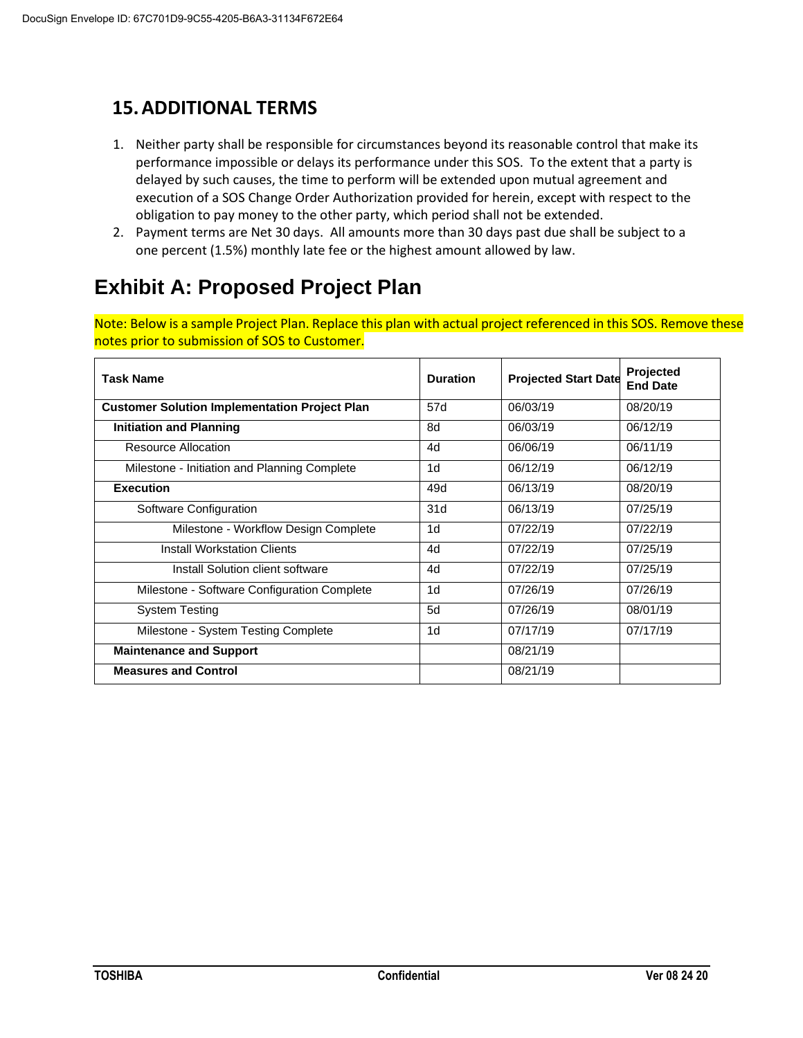## 15. ADDITIONAL TERMS

1. Neither party shall be responsible for circumstances beyond its reasonable control that make its performance impossible or delays its performance under this SOS. To the extent that a party is delayed by such causes, the time to perform will be extended upon mutual agreement and execution of a SOS Change Order Authorization provided for herein, except with respect to the obligation to pay money to the other party, which period shall not be extended.
2. Payment terms are Net 30 days. All amounts more than 30 days past due shall be subject to a one percent (1.5%) monthly late fee or the highest amount allowed by law.

# Exhibit A: Proposed Project Plan

Note: Below is a sample Project Plan. Replace this plan with actual project referenced in this SOS. Remove these notes prior to submission of SOS to Customer.

| Task Name | Duration | Projected Start Date | Projected End Date |
|---|---|---|---|
| **Customer Solution Implementation Project Plan** | 57d | 06/03/19 | 08/20/19 |
| **Initiation and Planning** | 8d | 06/03/19 | 06/12/19 |
| Resource Allocation | 4d | 06/06/19 | 06/11/19 |
| Milestone - Initiation and Planning Complete | 1d | 06/12/19 | 06/12/19 |
| **Execution** | 49d | 06/13/19 | 08/20/19 |
| Software Configuration | 31d | 06/13/19 | 07/25/19 |
| Milestone - Workflow Design Complete | 1d | 07/22/19 | 07/22/19 |
| Install Workstation Clients | 4d | 07/22/19 | 07/25/19 |
| Install Solution client software | 4d | 07/22/19 | 07/25/19 |
| Milestone - Software Configuration Complete | 1d | 07/26/19 | 07/26/19 |
| System Testing | 5d | 07/26/19 | 08/01/19 |
| Milestone - System Testing Complete | 1d | 07/17/19 | 07/17/19 |
| **Maintenance and Support** | | 08/21/19 | |
| **Measures and Control** | | 08/21/19 | |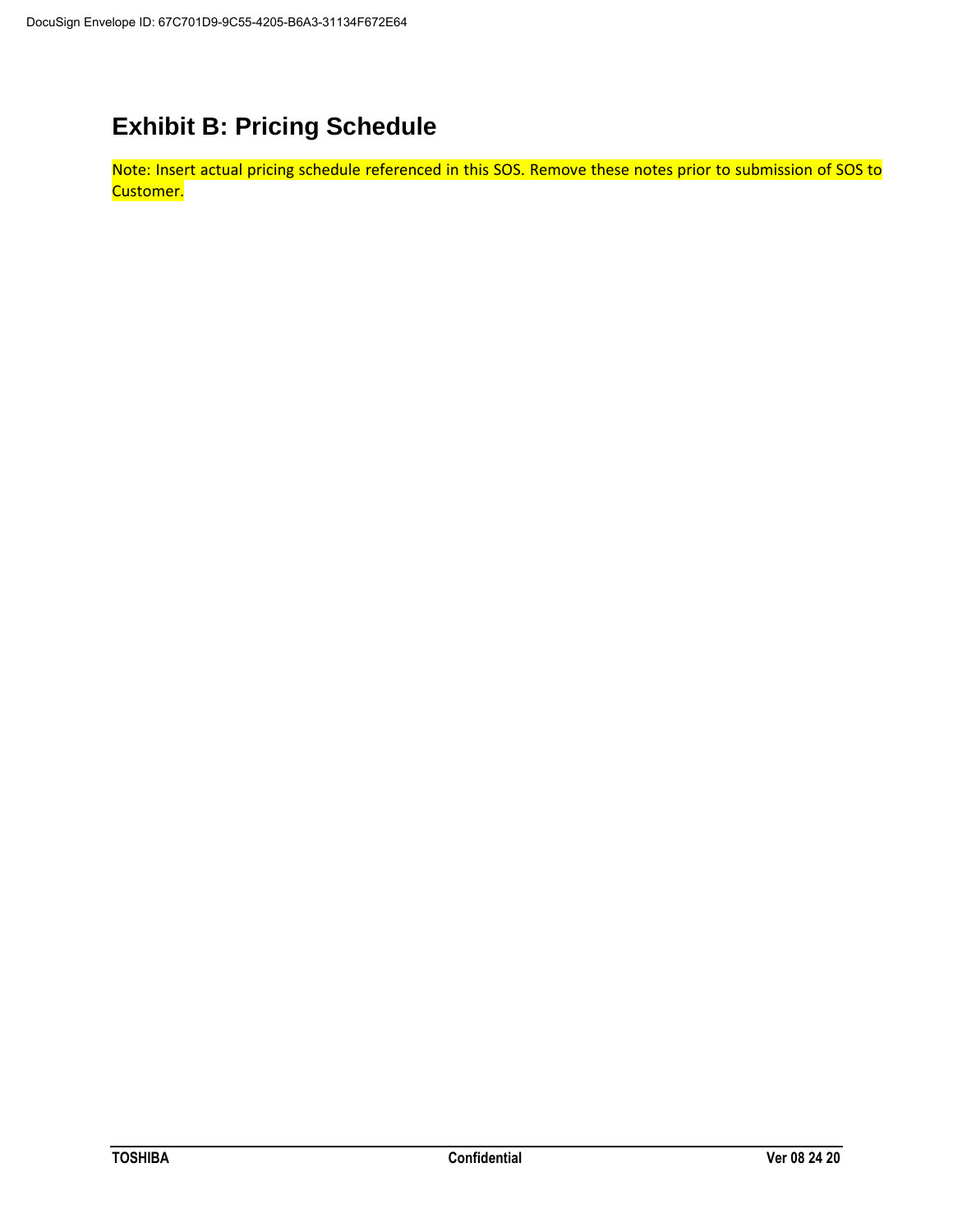# Exhibit B: Pricing Schedule

Note: Insert actual pricing schedule referenced in this SOS. Remove these notes prior to submission of SOS to Customer.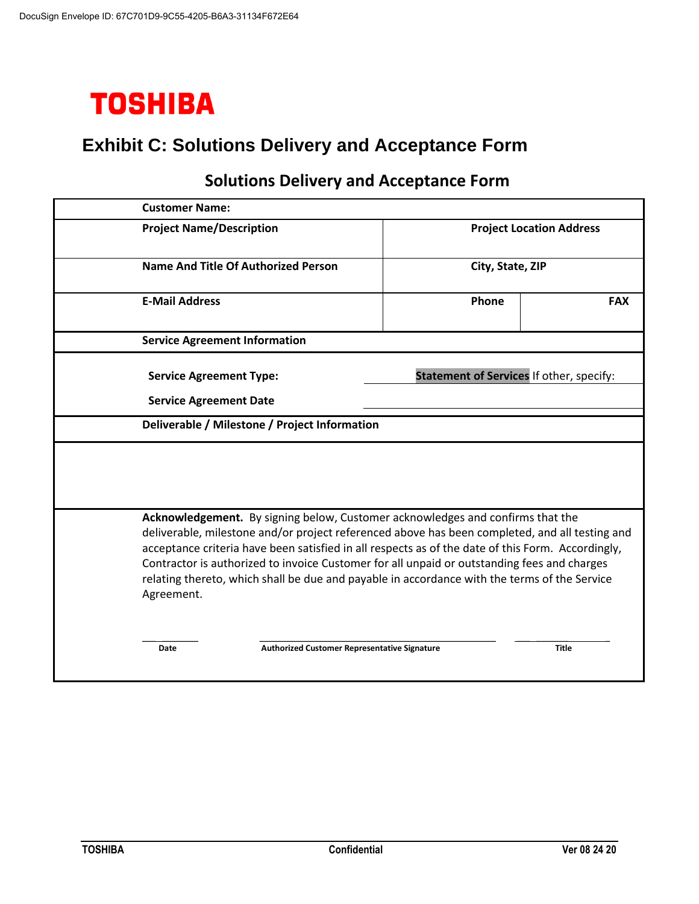TOSHIBA

# Exhibit C: Solutions Delivery and Acceptance Form

## Solutions Delivery and Acceptance Form

| **Customer Name:** | | |
|---|---|---|
| **Project Name/Description** | **Project Location Address** | |
| **Name And Title Of Authorized Person** | **City, State, ZIP** | |
| **E-Mail Address** | **Phone** | **FAX** |
| **Service Agreement Information** | | |
| **Service Agreement Type:** | **Statement of Services** If other, specify: | |
| **Service Agreement Date** | | |
| **Deliverable / Milestone / Project Information** | | |
| | | |

**Acknowledgement.** By signing below, Customer acknowledges and confirms that the deliverable, milestone and/or project referenced above has been completed, and all testing and acceptance criteria have been satisfied in all respects as of the date of this Form. Accordingly, Contractor is authorized to invoice Customer for all unpaid or outstanding fees and charges relating thereto, which shall be due and payable in accordance with the terms of the Service Agreement.

| ________ | ____________________________________ | ____________ |
|---|---|---|
| **Date** | **Authorized Customer Representative Signature** | **Title** |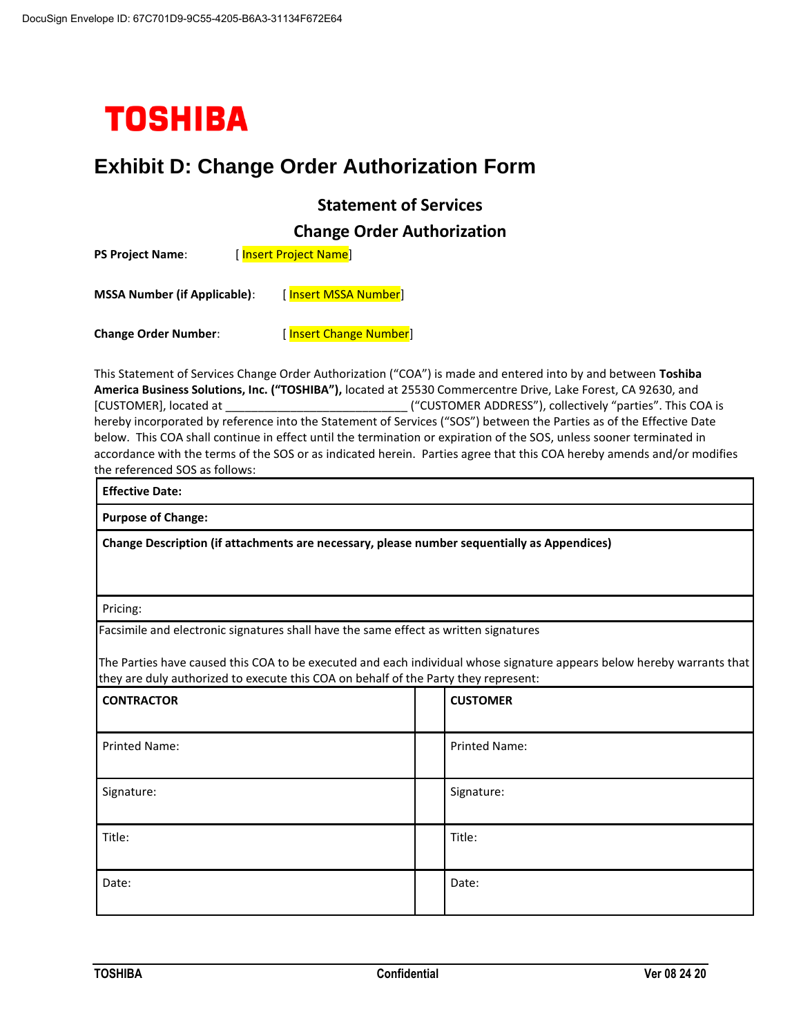TOSHIBA

# Exhibit D: Change Order Authorization Form

## Statement of Services

## Change Order Authorization

**PS Project Name**: [ Insert Project Name]

**MSSA Number (if Applicable)**: [ Insert MSSA Number]

**Change Order Number**: [ Insert Change Number]

This Statement of Services Change Order Authorization ("COA") is made and entered into by and between **Toshiba America Business Solutions, Inc. ("TOSHIBA"),** located at 25530 Commercentre Drive, Lake Forest, CA 92630, and [CUSTOMER], located at _____________________________ ("CUSTOMER ADDRESS"), collectively "parties". This COA is hereby incorporated by reference into the Statement of Services ("SOS") between the Parties as of the Effective Date below. This COA shall continue in effect until the termination or expiration of the SOS, unless sooner terminated in accordance with the terms of the SOS or as indicated herein. Parties agree that this COA hereby amends and/or modifies the referenced SOS as follows:

| **Effective Date:** | | |
|---|---|---|
| **Purpose of Change:** | | |
| **Change Description (if attachments are necessary, please number sequentially as Appendices)** | | |
| Pricing: | | |
| Facsimile and electronic signatures shall have the same effect as written signatures<br><br>The Parties have caused this COA to be executed and each individual whose signature appears below hereby warrants that they are duly authorized to execute this COA on behalf of the Party they represent: | | |
| **CONTRACTOR** | | **CUSTOMER** |
| Printed Name: | | Printed Name: |
| Signature: | | Signature: |
| Title: | | Title: |
| Date: | | Date: |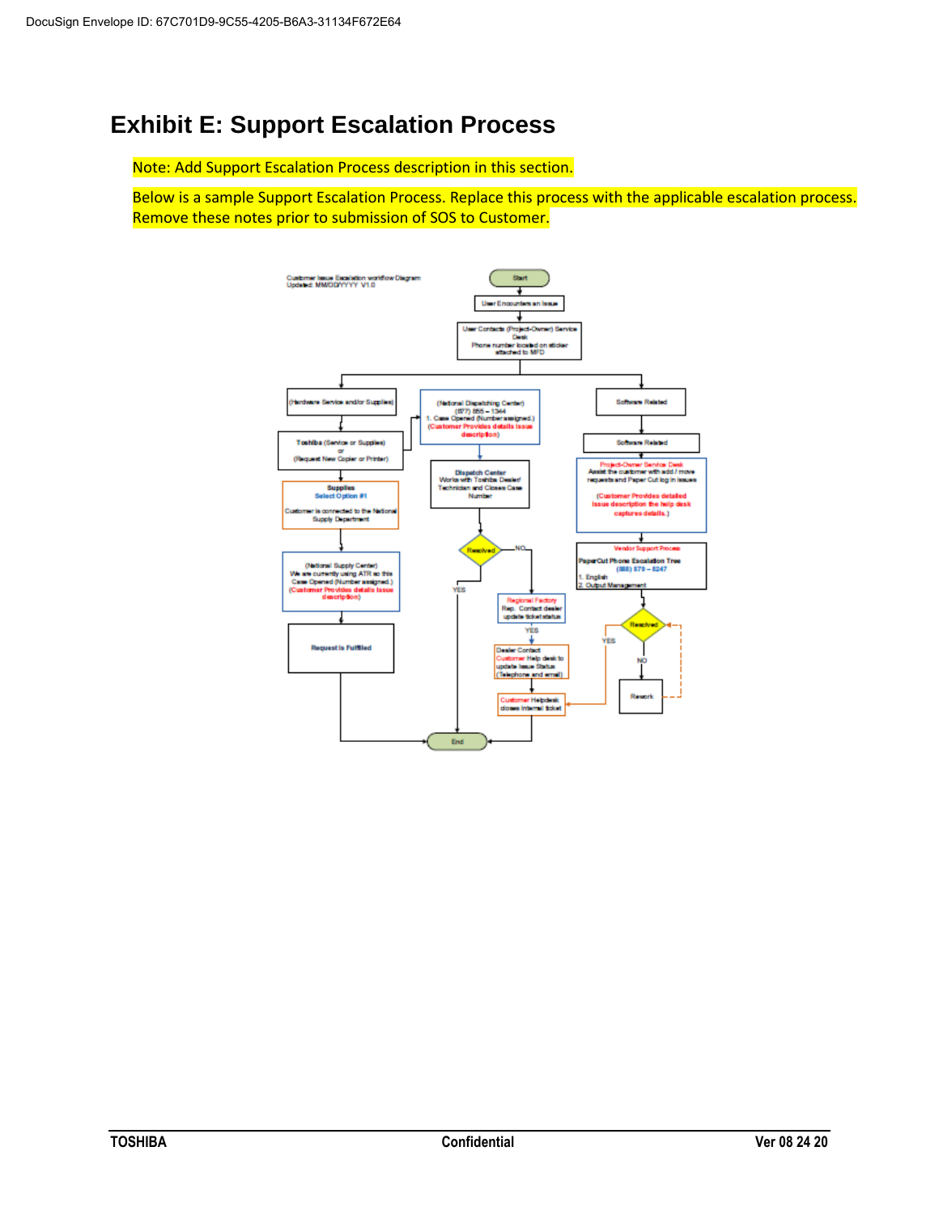# Exhibit E: Support Escalation Process

Note: Add Support Escalation Process description in this section.

Below is a sample Support Escalation Process. Replace this process with the applicable escalation process. Remove these notes prior to submission of SOS to Customer.

Customer Issue Escalation workflow Diagram
Updated: MM/DD/YYYY V1.0

Start

User Encounters an Issue

User Contacts (Project-Owner) Service Desk
Phone number located on sticker attached to MFD

(Hardware Service and/or Supplies)

Toshiba (Service or Supplies) or (Request New Copier or Printer)

Supplies
Select Option #1
Customer is connected to the National Supply Department

(National Supply Center)
We are currently using ATR so this Case Opened (Number assigned.)
(Customer Provides details issue description)

Request is Fulfilled

(National Dispatching Center)
(877) 855 – 1344
1. Case Opened (Number assigned.)
(Customer Provides details issue description)

Dispatch Center
Works with Toshiba Dealer/ Technician and Closes Case Number

Resolved — NO / YES

Regional Factory Rep. Contact dealer update ticket status

YES

Dealer Contact Customer Help desk to update Issue Status (Telephone and email)

Customer Helpdesk closes Internal ticket

Software Related

Software Related

Project-Owner Service Desk
Assist the customer with add / move requests and Paper Cut log in issues
(Customer Provides detailed issue description the help desk captures details.)

Vendor Support Process
PaperCut Phone Escalation Tree
(888) 879 – 8247
1. English
2. Output Management

Resolved — YES / NO

Rework

End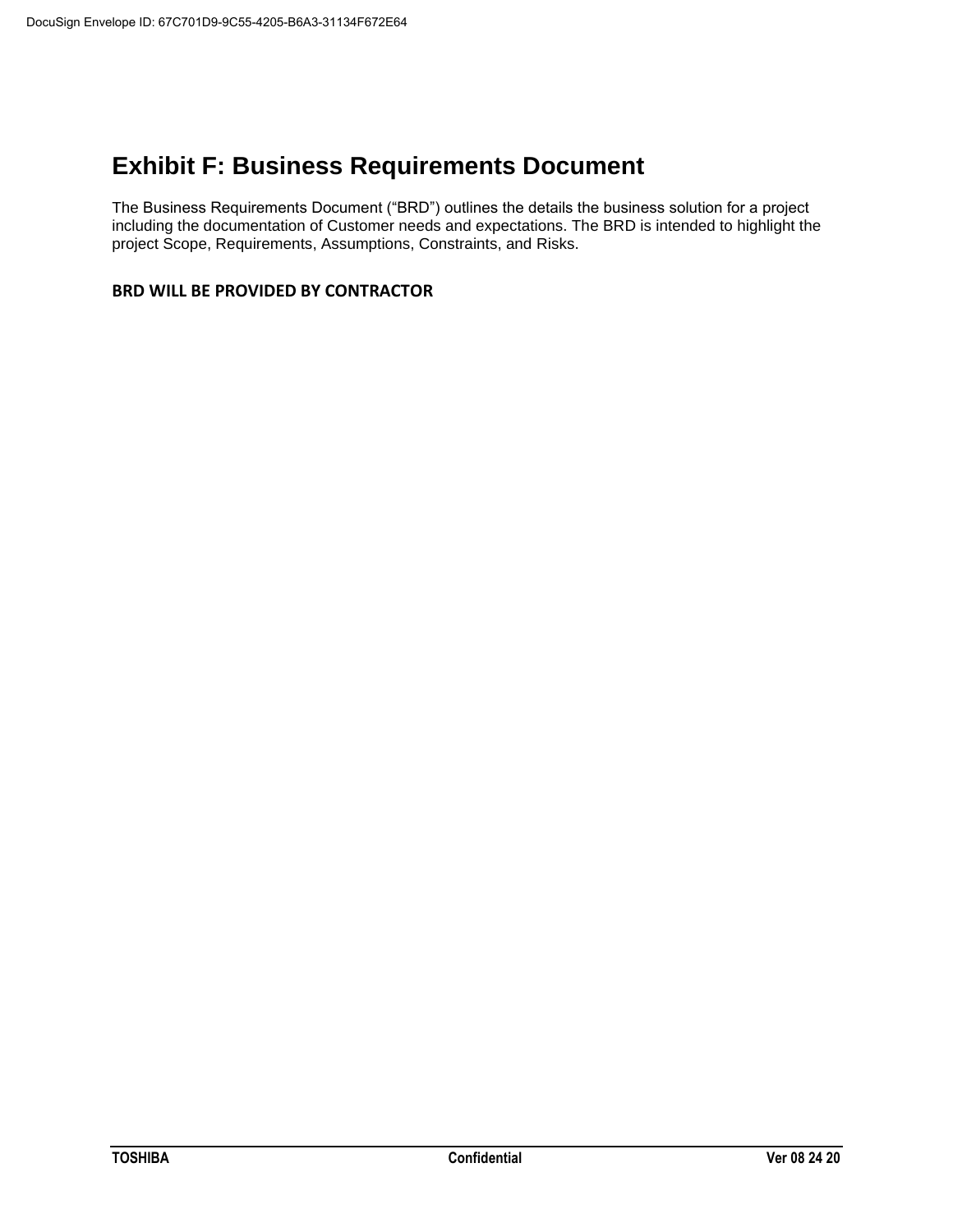# Exhibit F: Business Requirements Document

The Business Requirements Document ("BRD") outlines the details the business solution for a project including the documentation of Customer needs and expectations. The BRD is intended to highlight the project Scope, Requirements, Assumptions, Constraints, and Risks.

**BRD WILL BE PROVIDED BY CONTRACTOR**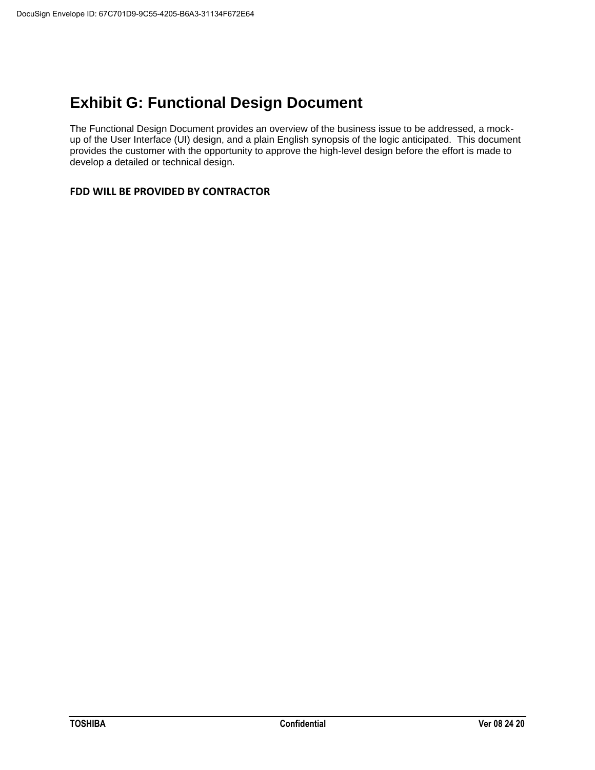# Exhibit G: Functional Design Document

The Functional Design Document provides an overview of the business issue to be addressed, a mock-up of the User Interface (UI) design, and a plain English synopsis of the logic anticipated. This document provides the customer with the opportunity to approve the high-level design before the effort is made to develop a detailed or technical design.

**FDD WILL BE PROVIDED BY CONTRACTOR**